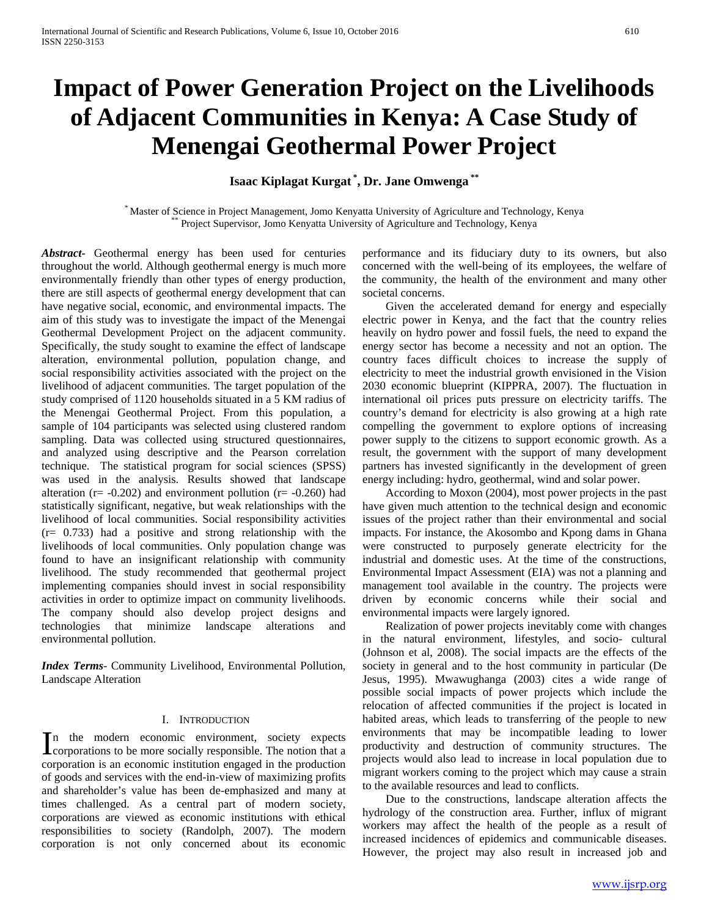# Impact of Power Generation Project on the Livelihoods of Adjacent Communities in Kenya: A Case Study of Menengai Geothermal Power Project

**Isaac Kiplagat Kurgat [*], Dr. Jane Omwenga [**]**

[*] Master of Science in Project Management, Jomo Kenyatta University of Agriculture and Technology, Kenya
[**] Project Supervisor, Jomo Kenyatta University of Agriculture and Technology, Kenya

***Abstract***- Geothermal energy has been used for centuries throughout the world. Although geothermal energy is much more environmentally friendly than other types of energy production, there are still aspects of geothermal energy development that can have negative social, economic, and environmental impacts. The aim of this study was to investigate the impact of the Menengai Geothermal Development Project on the adjacent community. Specifically, the study sought to examine the effect of landscape alteration, environmental pollution, population change, and social responsibility activities associated with the project on the livelihood of adjacent communities. The target population of the study comprised of 1120 households situated in a 5 KM radius of the Menengai Geothermal Project. From this population, a sample of 104 participants was selected using clustered random sampling. Data was collected using structured questionnaires, and analyzed using descriptive and the Pearson correlation technique. The statistical program for social sciences (SPSS) was used in the analysis. Results showed that landscape alteration ($r = -0.202$) and environment pollution ($r = -0.260$) had statistically significant, negative, but weak relationships with the livelihood of local communities. Social responsibility activities ($r = 0.733$) had a positive and strong relationship with the livelihoods of local communities. Only population change was found to have an insignificant relationship with community livelihood. The study recommended that geothermal project implementing companies should invest in social responsibility activities in order to optimize impact on community livelihoods. The company should also develop project designs and technologies that minimize landscape alterations and environmental pollution.

***Index Terms***- Community Livelihood, Environmental Pollution, Landscape Alteration

## I. Introduction

In the modern economic environment, society expects corporations to be more socially responsible. The notion that a corporation is an economic institution engaged in the production of goods and services with the end-in-view of maximizing profits and shareholder's value has been de-emphasized and many at times challenged. As a central part of modern society, corporations are viewed as economic institutions with ethical responsibilities to society (Randolph, 2007). The modern corporation is not only concerned about its economic performance and its fiduciary duty to its owners, but also concerned with the well-being of its employees, the welfare of the community, the health of the environment and many other societal concerns.

Given the accelerated demand for energy and especially electric power in Kenya, and the fact that the country relies heavily on hydro power and fossil fuels, the need to expand the energy sector has become a necessity and not an option. The country faces difficult choices to increase the supply of electricity to meet the industrial growth envisioned in the Vision 2030 economic blueprint (KIPPRA, 2007). The fluctuation in international oil prices puts pressure on electricity tariffs. The country's demand for electricity is also growing at a high rate compelling the government to explore options of increasing power supply to the citizens to support economic growth. As a result, the government with the support of many development partners has invested significantly in the development of green energy including: hydro, geothermal, wind and solar power.

According to Moxon (2004), most power projects in the past have given much attention to the technical design and economic issues of the project rather than their environmental and social impacts. For instance, the Akosombo and Kpong dams in Ghana were constructed to purposely generate electricity for the industrial and domestic uses. At the time of the constructions, Environmental Impact Assessment (EIA) was not a planning and management tool available in the country. The projects were driven by economic concerns while their social and environmental impacts were largely ignored.

Realization of power projects inevitably come with changes in the natural environment, lifestyles, and socio- cultural (Johnson et al, 2008). The social impacts are the effects of the society in general and to the host community in particular (De Jesus, 1995). Mwawughanga (2003) cites a wide range of possible social impacts of power projects which include the relocation of affected communities if the project is located in habited areas, which leads to transferring of the people to new environments that may be incompatible leading to lower productivity and destruction of community structures. The projects would also lead to increase in local population due to migrant workers coming to the project which may cause a strain to the available resources and lead to conflicts.

Due to the constructions, landscape alteration affects the hydrology of the construction area. Further, influx of migrant workers may affect the health of the people as a result of increased incidences of epidemics and communicable diseases. However, the project may also result in increased job and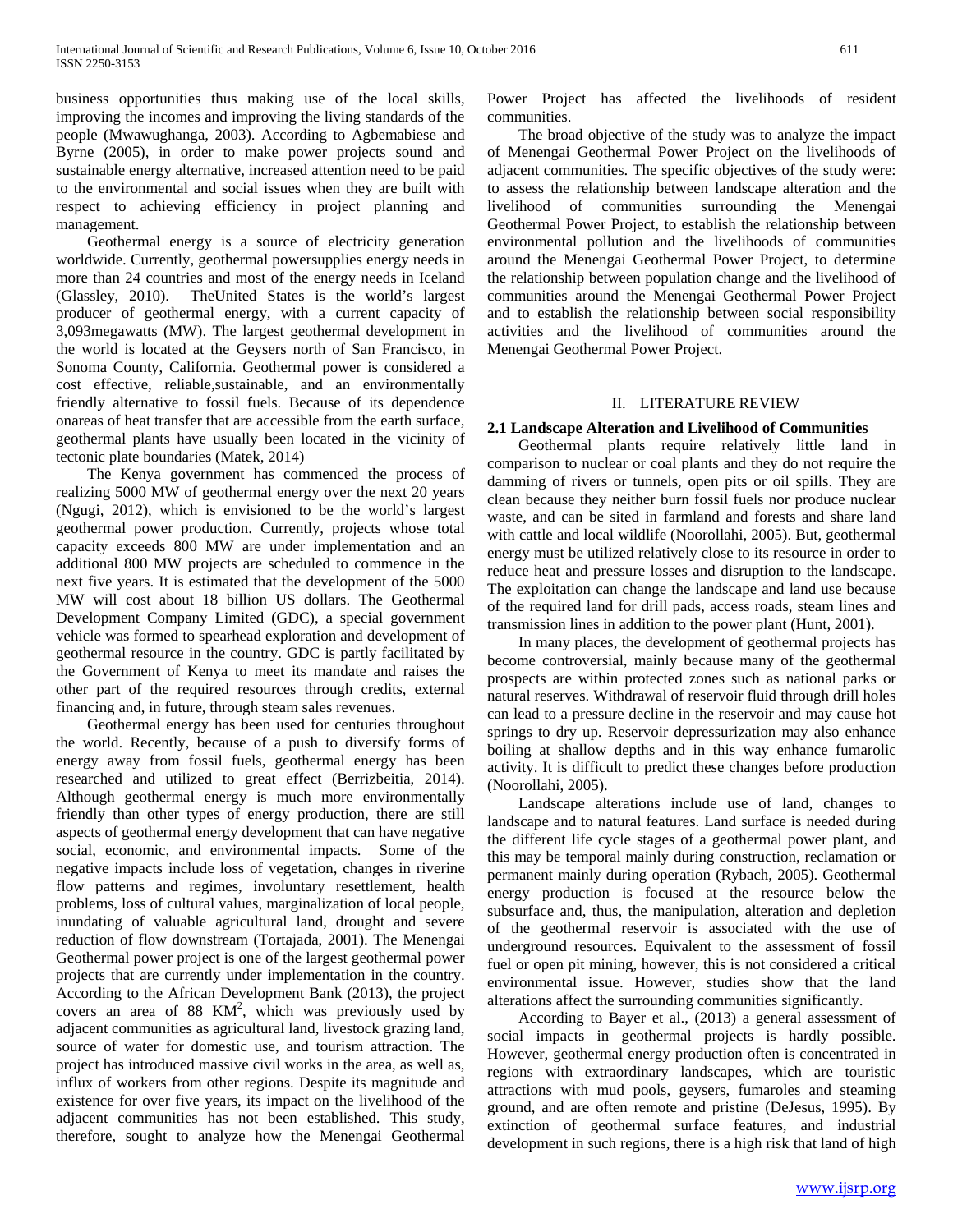business opportunities thus making use of the local skills, improving the incomes and improving the living standards of the people (Mwawughanga, 2003). According to Agbemabiese and Byrne (2005), in order to make power projects sound and sustainable energy alternative, increased attention need to be paid to the environmental and social issues when they are built with respect to achieving efficiency in project planning and management.

Geothermal energy is a source of electricity generation worldwide. Currently, geothermal powersupplies energy needs in more than 24 countries and most of the energy needs in Iceland (Glassley, 2010). TheUnited States is the world's largest producer of geothermal energy, with a current capacity of 3,093megawatts (MW). The largest geothermal development in the world is located at the Geysers north of San Francisco, in Sonoma County, California. Geothermal power is considered a cost effective, reliable,sustainable, and an environmentally friendly alternative to fossil fuels. Because of its dependence onareas of heat transfer that are accessible from the earth surface, geothermal plants have usually been located in the vicinity of tectonic plate boundaries (Matek, 2014)

The Kenya government has commenced the process of realizing 5000 MW of geothermal energy over the next 20 years (Ngugi, 2012), which is envisioned to be the world's largest geothermal power production. Currently, projects whose total capacity exceeds 800 MW are under implementation and an additional 800 MW projects are scheduled to commence in the next five years. It is estimated that the development of the 5000 MW will cost about 18 billion US dollars. The Geothermal Development Company Limited (GDC), a special government vehicle was formed to spearhead exploration and development of geothermal resource in the country. GDC is partly facilitated by the Government of Kenya to meet its mandate and raises the other part of the required resources through credits, external financing and, in future, through steam sales revenues.

Geothermal energy has been used for centuries throughout the world. Recently, because of a push to diversify forms of energy away from fossil fuels, geothermal energy has been researched and utilized to great effect (Berrizbeitia, 2014). Although geothermal energy is much more environmentally friendly than other types of energy production, there are still aspects of geothermal energy development that can have negative social, economic, and environmental impacts. Some of the negative impacts include loss of vegetation, changes in riverine flow patterns and regimes, involuntary resettlement, health problems, loss of cultural values, marginalization of local people, inundating of valuable agricultural land, drought and severe reduction of flow downstream (Tortajada, 2001). The Menengai Geothermal power project is one of the largest geothermal power projects that are currently under implementation in the country. According to the African Development Bank (2013), the project covers an area of 88 $KM^2$, which was previously used by adjacent communities as agricultural land, livestock grazing land, source of water for domestic use, and tourism attraction. The project has introduced massive civil works in the area, as well as, influx of workers from other regions. Despite its magnitude and existence for over five years, its impact on the livelihood of the adjacent communities has not been established. This study, therefore, sought to analyze how the Menengai Geothermal Power Project has affected the livelihoods of resident communities.

The broad objective of the study was to analyze the impact of Menengai Geothermal Power Project on the livelihoods of adjacent communities. The specific objectives of the study were: to assess the relationship between landscape alteration and the livelihood of communities surrounding the Menengai Geothermal Power Project, to establish the relationship between environmental pollution and the livelihoods of communities around the Menengai Geothermal Power Project, to determine the relationship between population change and the livelihood of communities around the Menengai Geothermal Power Project and to establish the relationship between social responsibility activities and the livelihood of communities around the Menengai Geothermal Power Project.

## II. LITERATURE REVIEW

### 2.1 Landscape Alteration and Livelihood of Communities

Geothermal plants require relatively little land in comparison to nuclear or coal plants and they do not require the damming of rivers or tunnels, open pits or oil spills. They are clean because they neither burn fossil fuels nor produce nuclear waste, and can be sited in farmland and forests and share land with cattle and local wildlife (Noorollahi, 2005). But, geothermal energy must be utilized relatively close to its resource in order to reduce heat and pressure losses and disruption to the landscape. The exploitation can change the landscape and land use because of the required land for drill pads, access roads, steam lines and transmission lines in addition to the power plant (Hunt, 2001).

In many places, the development of geothermal projects has become controversial, mainly because many of the geothermal prospects are within protected zones such as national parks or natural reserves. Withdrawal of reservoir fluid through drill holes can lead to a pressure decline in the reservoir and may cause hot springs to dry up. Reservoir depressurization may also enhance boiling at shallow depths and in this way enhance fumarolic activity. It is difficult to predict these changes before production (Noorollahi, 2005).

Landscape alterations include use of land, changes to landscape and to natural features. Land surface is needed during the different life cycle stages of a geothermal power plant, and this may be temporal mainly during construction, reclamation or permanent mainly during operation (Rybach, 2005). Geothermal energy production is focused at the resource below the subsurface and, thus, the manipulation, alteration and depletion of the geothermal reservoir is associated with the use of underground resources. Equivalent to the assessment of fossil fuel or open pit mining, however, this is not considered a critical environmental issue. However, studies show that the land alterations affect the surrounding communities significantly.

According to Bayer et al., (2013) a general assessment of social impacts in geothermal projects is hardly possible. However, geothermal energy production often is concentrated in regions with extraordinary landscapes, which are touristic attractions with mud pools, geysers, fumaroles and steaming ground, and are often remote and pristine (DeJesus, 1995). By extinction of geothermal surface features, and industrial development in such regions, there is a high risk that land of high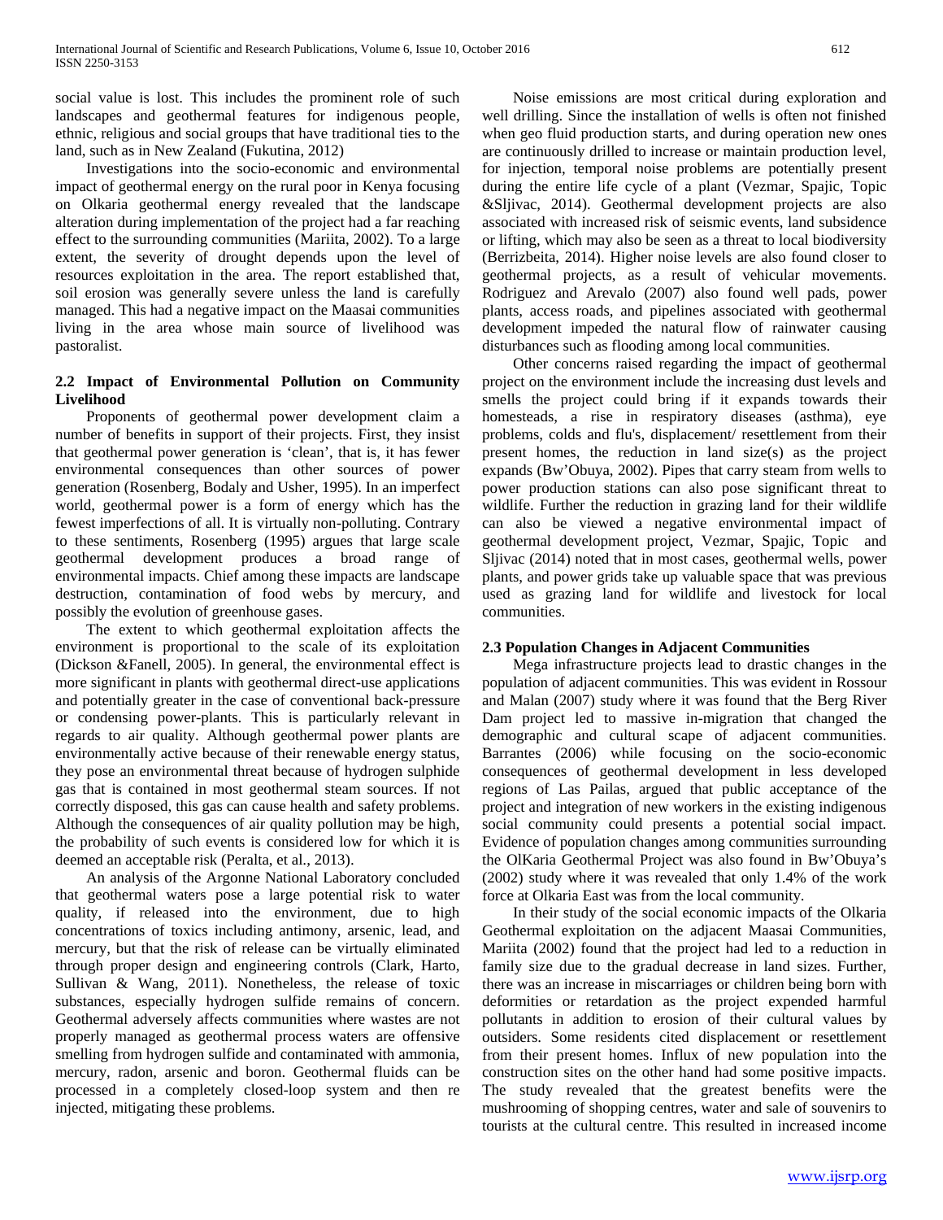social value is lost. This includes the prominent role of such landscapes and geothermal features for indigenous people, ethnic, religious and social groups that have traditional ties to the land, such as in New Zealand (Fukutina, 2012)

Investigations into the socio-economic and environmental impact of geothermal energy on the rural poor in Kenya focusing on Olkaria geothermal energy revealed that the landscape alteration during implementation of the project had a far reaching effect to the surrounding communities (Mariita, 2002). To a large extent, the severity of drought depends upon the level of resources exploitation in the area. The report established that, soil erosion was generally severe unless the land is carefully managed. This had a negative impact on the Maasai communities living in the area whose main source of livelihood was pastoralist.

### 2.2 Impact of Environmental Pollution on Community Livelihood

Proponents of geothermal power development claim a number of benefits in support of their projects. First, they insist that geothermal power generation is 'clean', that is, it has fewer environmental consequences than other sources of power generation (Rosenberg, Bodaly and Usher, 1995). In an imperfect world, geothermal power is a form of energy which has the fewest imperfections of all. It is virtually non-polluting. Contrary to these sentiments, Rosenberg (1995) argues that large scale geothermal development produces a broad range of environmental impacts. Chief among these impacts are landscape destruction, contamination of food webs by mercury, and possibly the evolution of greenhouse gases.

The extent to which geothermal exploitation affects the environment is proportional to the scale of its exploitation (Dickson &Fanell, 2005). In general, the environmental effect is more significant in plants with geothermal direct-use applications and potentially greater in the case of conventional back-pressure or condensing power-plants. This is particularly relevant in regards to air quality. Although geothermal power plants are environmentally active because of their renewable energy status, they pose an environmental threat because of hydrogen sulphide gas that is contained in most geothermal steam sources. If not correctly disposed, this gas can cause health and safety problems. Although the consequences of air quality pollution may be high, the probability of such events is considered low for which it is deemed an acceptable risk (Peralta, et al., 2013).

An analysis of the Argonne National Laboratory concluded that geothermal waters pose a large potential risk to water quality, if released into the environment, due to high concentrations of toxics including antimony, arsenic, lead, and mercury, but that the risk of release can be virtually eliminated through proper design and engineering controls (Clark, Harto, Sullivan & Wang, 2011). Nonetheless, the release of toxic substances, especially hydrogen sulfide remains of concern. Geothermal adversely affects communities where wastes are not properly managed as geothermal process waters are offensive smelling from hydrogen sulfide and contaminated with ammonia, mercury, radon, arsenic and boron. Geothermal fluids can be processed in a completely closed-loop system and then re injected, mitigating these problems.

Noise emissions are most critical during exploration and well drilling. Since the installation of wells is often not finished when geo fluid production starts, and during operation new ones are continuously drilled to increase or maintain production level, for injection, temporal noise problems are potentially present during the entire life cycle of a plant (Vezmar, Spajic, Topic &Sljivac, 2014). Geothermal development projects are also associated with increased risk of seismic events, land subsidence or lifting, which may also be seen as a threat to local biodiversity (Berrizbeita, 2014). Higher noise levels are also found closer to geothermal projects, as a result of vehicular movements. Rodriguez and Arevalo (2007) also found well pads, power plants, access roads, and pipelines associated with geothermal development impeded the natural flow of rainwater causing disturbances such as flooding among local communities.

Other concerns raised regarding the impact of geothermal project on the environment include the increasing dust levels and smells the project could bring if it expands towards their homesteads, a rise in respiratory diseases (asthma), eye problems, colds and flu's, displacement/ resettlement from their present homes, the reduction in land size(s) as the project expands (Bw'Obuya, 2002). Pipes that carry steam from wells to power production stations can also pose significant threat to wildlife. Further the reduction in grazing land for their wildlife can also be viewed a negative environmental impact of geothermal development project, Vezmar, Spajic, Topic and Sljivac (2014) noted that in most cases, geothermal wells, power plants, and power grids take up valuable space that was previous used as grazing land for wildlife and livestock for local communities.

### 2.3 Population Changes in Adjacent Communities

Mega infrastructure projects lead to drastic changes in the population of adjacent communities. This was evident in Rossour and Malan (2007) study where it was found that the Berg River Dam project led to massive in-migration that changed the demographic and cultural scape of adjacent communities. Barrantes (2006) while focusing on the socio-economic consequences of geothermal development in less developed regions of Las Pailas, argued that public acceptance of the project and integration of new workers in the existing indigenous social community could presents a potential social impact. Evidence of population changes among communities surrounding the OlKaria Geothermal Project was also found in Bw'Obuya's (2002) study where it was revealed that only 1.4% of the work force at Olkaria East was from the local community.

In their study of the social economic impacts of the Olkaria Geothermal exploitation on the adjacent Maasai Communities, Mariita (2002) found that the project had led to a reduction in family size due to the gradual decrease in land sizes. Further, there was an increase in miscarriages or children being born with deformities or retardation as the project expended harmful pollutants in addition to erosion of their cultural values by outsiders. Some residents cited displacement or resettlement from their present homes. Influx of new population into the construction sites on the other hand had some positive impacts. The study revealed that the greatest benefits were the mushrooming of shopping centres, water and sale of souvenirs to tourists at the cultural centre. This resulted in increased income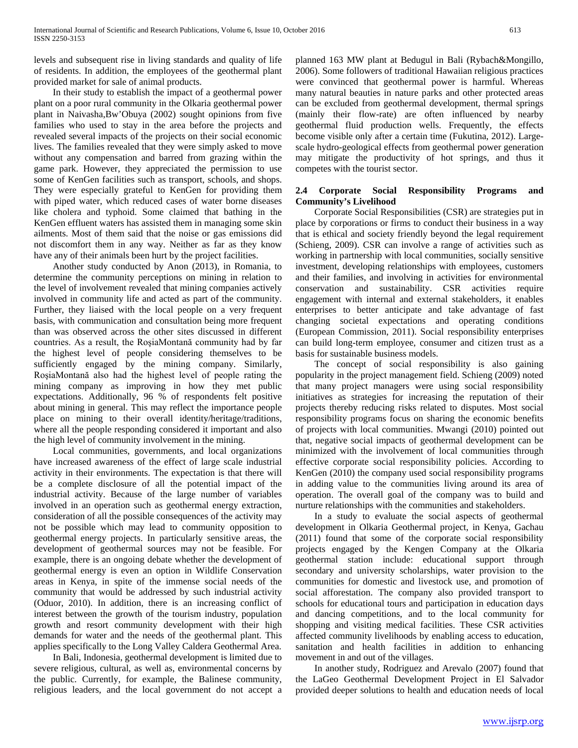levels and subsequent rise in living standards and quality of life of residents. In addition, the employees of the geothermal plant provided market for sale of animal products.

In their study to establish the impact of a geothermal power plant on a poor rural community in the Olkaria geothermal power plant in Naivasha,Bw'Obuya (2002) sought opinions from five families who used to stay in the area before the projects and revealed several impacts of the projects on their social economic lives. The families revealed that they were simply asked to move without any compensation and barred from grazing within the game park. However, they appreciated the permission to use some of KenGen facilities such as transport, schools, and shops. They were especially grateful to KenGen for providing them with piped water, which reduced cases of water borne diseases like cholera and typhoid. Some claimed that bathing in the KenGen effluent waters has assisted them in managing some skin ailments. Most of them said that the noise or gas emissions did not discomfort them in any way. Neither as far as they know have any of their animals been hurt by the project facilities.

Another study conducted by Anon (2013), in Romania, to determine the community perceptions on mining in relation to the level of involvement revealed that mining companies actively involved in community life and acted as part of the community. Further, they liaised with the local people on a very frequent basis, with communication and consultation being more frequent than was observed across the other sites discussed in different countries. As a result, the RoşiaMontană community had by far the highest level of people considering themselves to be sufficiently engaged by the mining company. Similarly, RoşiaMontană also had the highest level of people rating the mining company as improving in how they met public expectations. Additionally, 96 % of respondents felt positive about mining in general. This may reflect the importance people place on mining to their overall identity/heritage/traditions, where all the people responding considered it important and also the high level of community involvement in the mining.

Local communities, governments, and local organizations have increased awareness of the effect of large scale industrial activity in their environments. The expectation is that there will be a complete disclosure of all the potential impact of the industrial activity. Because of the large number of variables involved in an operation such as geothermal energy extraction, consideration of all the possible consequences of the activity may not be possible which may lead to community opposition to geothermal energy projects. In particularly sensitive areas, the development of geothermal sources may not be feasible. For example, there is an ongoing debate whether the development of geothermal energy is even an option in Wildlife Conservation areas in Kenya, in spite of the immense social needs of the community that would be addressed by such industrial activity (Oduor, 2010). In addition, there is an increasing conflict of interest between the growth of the tourism industry, population growth and resort community development with their high demands for water and the needs of the geothermal plant. This applies specifically to the Long Valley Caldera Geothermal Area.

In Bali, Indonesia, geothermal development is limited due to severe religious, cultural, as well as, environmental concerns by the public. Currently, for example, the Balinese community, religious leaders, and the local government do not accept a planned 163 MW plant at Bedugul in Bali (Rybach&Mongillo, 2006). Some followers of traditional Hawaiian religious practices were convinced that geothermal power is harmful. Whereas many natural beauties in nature parks and other protected areas can be excluded from geothermal development, thermal springs (mainly their flow-rate) are often influenced by nearby geothermal fluid production wells. Frequently, the effects become visible only after a certain time (Fukutina, 2012). Large-scale hydro-geological effects from geothermal power generation may mitigate the productivity of hot springs, and thus it competes with the tourist sector.

### 2.4 Corporate Social Responsibility Programs and Community's Livelihood

Corporate Social Responsibilities (CSR) are strategies put in place by corporations or firms to conduct their business in a way that is ethical and society friendly beyond the legal requirement (Schieng, 2009). CSR can involve a range of activities such as working in partnership with local communities, socially sensitive investment, developing relationships with employees, customers and their families, and involving in activities for environmental conservation and sustainability. CSR activities require engagement with internal and external stakeholders, it enables enterprises to better anticipate and take advantage of fast changing societal expectations and operating conditions (European Commission, 2011). Social responsibility enterprises can build long-term employee, consumer and citizen trust as a basis for sustainable business models.

The concept of social responsibility is also gaining popularity in the project management field. Schieng (2009) noted that many project managers were using social responsibility initiatives as strategies for increasing the reputation of their projects thereby reducing risks related to disputes. Most social responsibility programs focus on sharing the economic benefits of projects with local communities. Mwangi (2010) pointed out that, negative social impacts of geothermal development can be minimized with the involvement of local communities through effective corporate social responsibility policies. According to KenGen (2010) the company used social responsibility programs in adding value to the communities living around its area of operation. The overall goal of the company was to build and nurture relationships with the communities and stakeholders.

In a study to evaluate the social aspects of geothermal development in Olkaria Geothermal project, in Kenya, Gachau (2011) found that some of the corporate social responsibility projects engaged by the Kengen Company at the Olkaria geothermal station include: educational support through secondary and university scholarships, water provision to the communities for domestic and livestock use, and promotion of social afforestation. The company also provided transport to schools for educational tours and participation in education days and dancing competitions, and to the local community for shopping and visiting medical facilities. These CSR activities affected community livelihoods by enabling access to education, sanitation and health facilities in addition to enhancing movement in and out of the villages.

In another study, Rodriguez and Arevalo (2007) found that the LaGeo Geothermal Development Project in El Salvador provided deeper solutions to health and education needs of local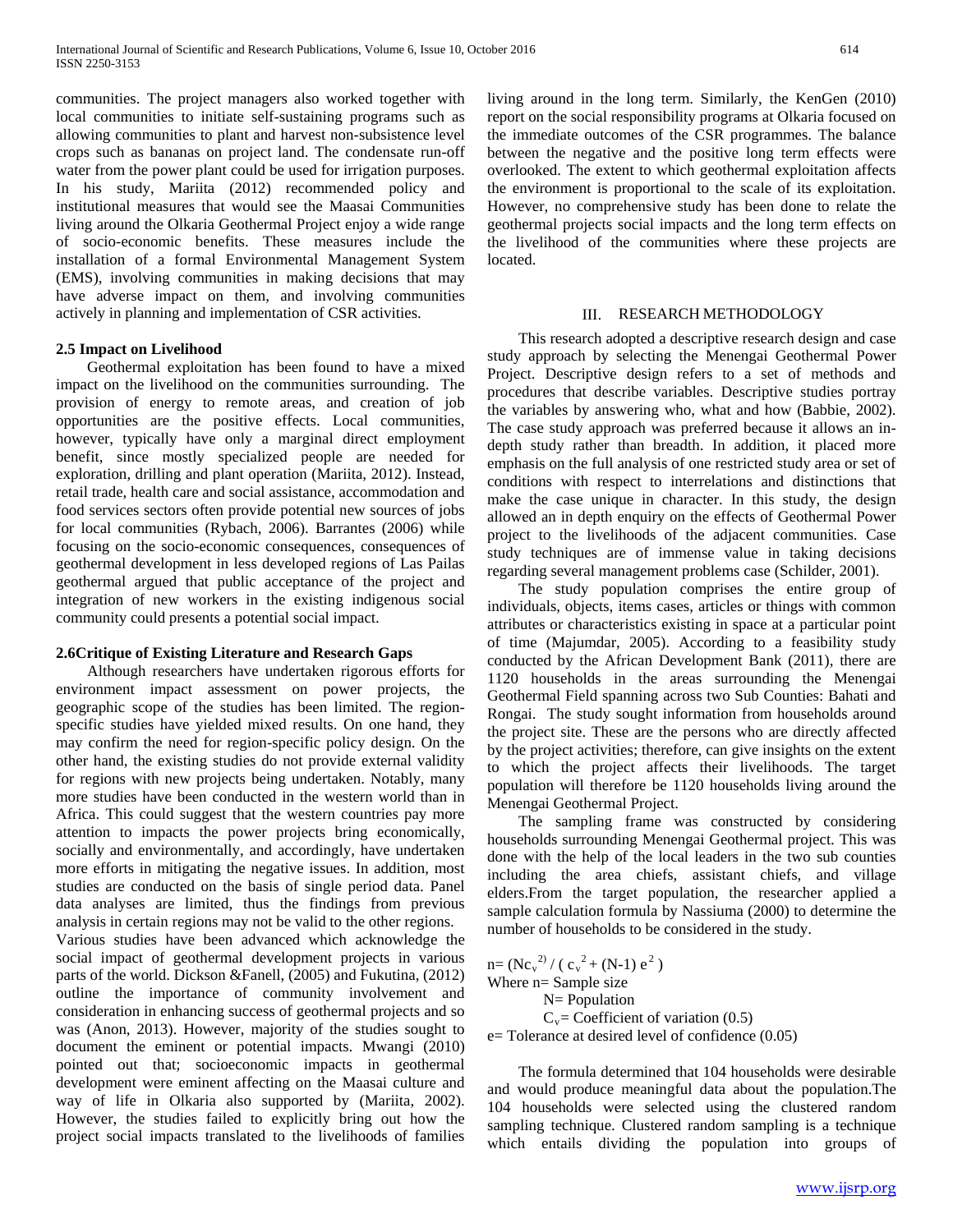communities. The project managers also worked together with local communities to initiate self-sustaining programs such as allowing communities to plant and harvest non-subsistence level crops such as bananas on project land. The condensate run-off water from the power plant could be used for irrigation purposes. In his study, Mariita (2012) recommended policy and institutional measures that would see the Maasai Communities living around the Olkaria Geothermal Project enjoy a wide range of socio-economic benefits. These measures include the installation of a formal Environmental Management System (EMS), involving communities in making decisions that may have adverse impact on them, and involving communities actively in planning and implementation of CSR activities.

**2.5 Impact on Livelihood**

Geothermal exploitation has been found to have a mixed impact on the livelihood on the communities surrounding. The provision of energy to remote areas, and creation of job opportunities are the positive effects. Local communities, however, typically have only a marginal direct employment benefit, since mostly specialized people are needed for exploration, drilling and plant operation (Mariita, 2012). Instead, retail trade, health care and social assistance, accommodation and food services sectors often provide potential new sources of jobs for local communities (Rybach, 2006). Barrantes (2006) while focusing on the socio-economic consequences, consequences of geothermal development in less developed regions of Las Pailas geothermal argued that public acceptance of the project and integration of new workers in the existing indigenous social community could presents a potential social impact.

**2.6Critique of Existing Literature and Research Gaps**

Although researchers have undertaken rigorous efforts for environment impact assessment on power projects, the geographic scope of the studies has been limited. The region-specific studies have yielded mixed results. On one hand, they may confirm the need for region-specific policy design. On the other hand, the existing studies do not provide external validity for regions with new projects being undertaken. Notably, many more studies have been conducted in the western world than in Africa. This could suggest that the western countries pay more attention to impacts the power projects bring economically, socially and environmentally, and accordingly, have undertaken more efforts in mitigating the negative issues. In addition, most studies are conducted on the basis of single period data. Panel data analyses are limited, thus the findings from previous analysis in certain regions may not be valid to the other regions.

Various studies have been advanced which acknowledge the social impact of geothermal development projects in various parts of the world. Dickson &Fanell, (2005) and Fukutina, (2012) outline the importance of community involvement and consideration in enhancing success of geothermal projects and so was (Anon, 2013). However, majority of the studies sought to document the eminent or potential impacts. Mwangi (2010) pointed out that; socioeconomic impacts in geothermal development were eminent affecting on the Maasai culture and way of life in Olkaria also supported by (Mariita, 2002). However, the studies failed to explicitly bring out how the project social impacts translated to the livelihoods of families living around in the long term. Similarly, the KenGen (2010) report on the social responsibility programs at Olkaria focused on the immediate outcomes of the CSR programmes. The balance between the negative and the positive long term effects were overlooked. The extent to which geothermal exploitation affects the environment is proportional to the scale of its exploitation. However, no comprehensive study has been done to relate the geothermal projects social impacts and the long term effects on the livelihood of the communities where these projects are located.

## III. RESEARCH METHODOLOGY

This research adopted a descriptive research design and case study approach by selecting the Menengai Geothermal Power Project. Descriptive design refers to a set of methods and procedures that describe variables. Descriptive studies portray the variables by answering who, what and how (Babbie, 2002). The case study approach was preferred because it allows an in-depth study rather than breadth. In addition, it placed more emphasis on the full analysis of one restricted study area or set of conditions with respect to interrelations and distinctions that make the case unique in character. In this study, the design allowed an in depth enquiry on the effects of Geothermal Power project to the livelihoods of the adjacent communities. Case study techniques are of immense value in taking decisions regarding several management problems case (Schilder, 2001).

The study population comprises the entire group of individuals, objects, items cases, articles or things with common attributes or characteristics existing in space at a particular point of time (Majumdar, 2005). According to a feasibility study conducted by the African Development Bank (2011), there are 1120 households in the areas surrounding the Menengai Geothermal Field spanning across two Sub Counties: Bahati and Rongai. The study sought information from households around the project site. These are the persons who are directly affected by the project activities; therefore, can give insights on the extent to which the project affects their livelihoods. The target population will therefore be 1120 households living around the Menengai Geothermal Project.

The sampling frame was constructed by considering households surrounding Menengai Geothermal project. This was done with the help of the local leaders in the two sub counties including the area chiefs, assistant chiefs, and village elders.From the target population, the researcher applied a sample calculation formula by Nassiuma (2000) to determine the number of households to be considered in the study.

$$n = (Nc_v^{2}) / ( c_v^{2} + (N-1) e^{2} )$$

Where n= Sample size

N= Population

$C_v$= Coefficient of variation (0.5)

e= Tolerance at desired level of confidence (0.05)

The formula determined that 104 households were desirable and would produce meaningful data about the population.The 104 households were selected using the clustered random sampling technique. Clustered random sampling is a technique which entails dividing the population into groups of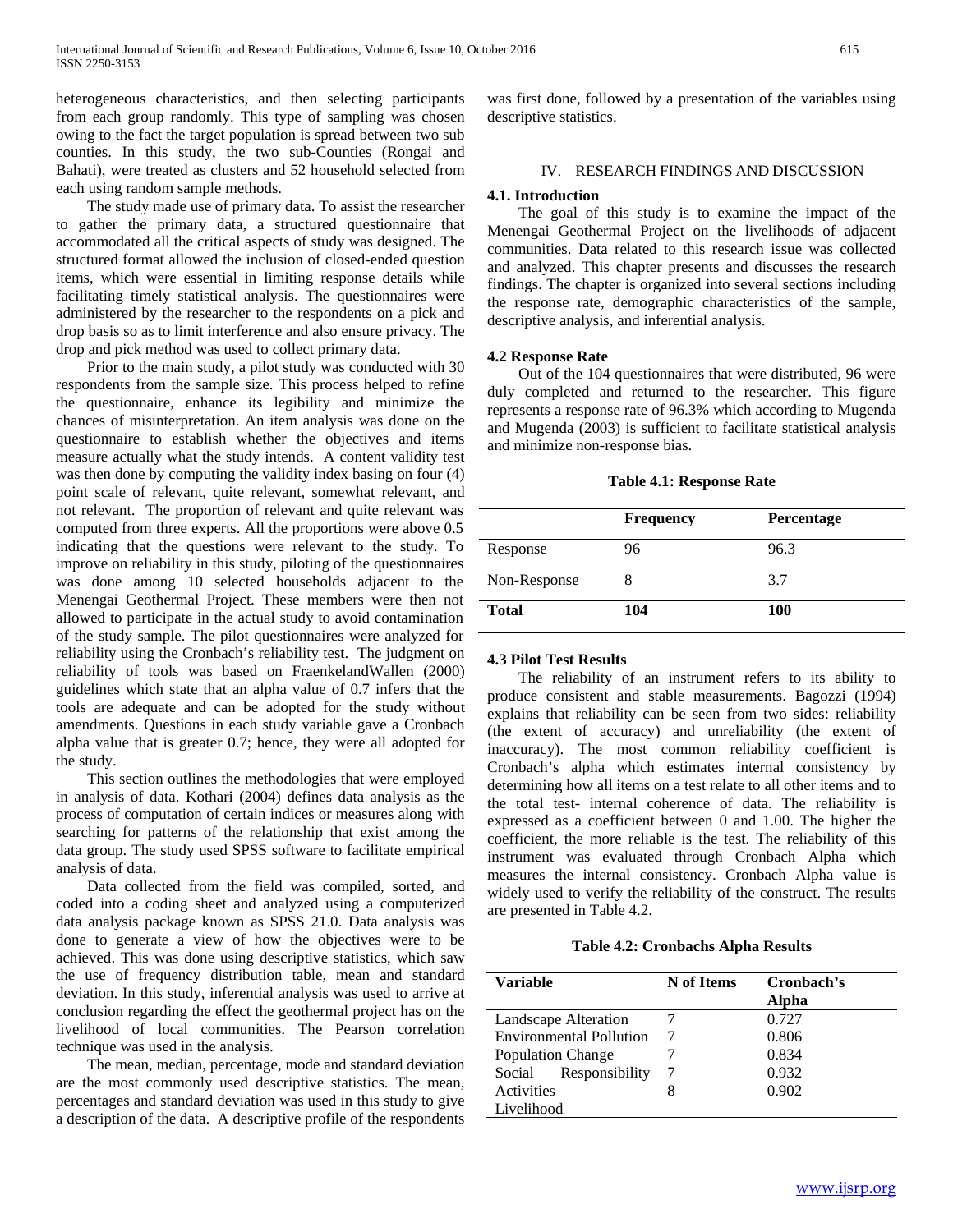heterogeneous characteristics, and then selecting participants from each group randomly. This type of sampling was chosen owing to the fact the target population is spread between two sub counties. In this study, the two sub-Counties (Rongai and Bahati), were treated as clusters and 52 household selected from each using random sample methods.

The study made use of primary data. To assist the researcher to gather the primary data, a structured questionnaire that accommodated all the critical aspects of study was designed. The structured format allowed the inclusion of closed-ended question items, which were essential in limiting response details while facilitating timely statistical analysis. The questionnaires were administered by the researcher to the respondents on a pick and drop basis so as to limit interference and also ensure privacy. The drop and pick method was used to collect primary data.

Prior to the main study, a pilot study was conducted with 30 respondents from the sample size. This process helped to refine the questionnaire, enhance its legibility and minimize the chances of misinterpretation. An item analysis was done on the questionnaire to establish whether the objectives and items measure actually what the study intends. A content validity test was then done by computing the validity index basing on four (4) point scale of relevant, quite relevant, somewhat relevant, and not relevant. The proportion of relevant and quite relevant was computed from three experts. All the proportions were above 0.5 indicating that the questions were relevant to the study. To improve on reliability in this study, piloting of the questionnaires was done among 10 selected households adjacent to the Menengai Geothermal Project. These members were then not allowed to participate in the actual study to avoid contamination of the study sample. The pilot questionnaires were analyzed for reliability using the Cronbach's reliability test. The judgment on reliability of tools was based on FraenkelandWallen (2000) guidelines which state that an alpha value of 0.7 infers that the tools are adequate and can be adopted for the study without amendments. Questions in each study variable gave a Cronbach alpha value that is greater 0.7; hence, they were all adopted for the study.

This section outlines the methodologies that were employed in analysis of data. Kothari (2004) defines data analysis as the process of computation of certain indices or measures along with searching for patterns of the relationship that exist among the data group. The study used SPSS software to facilitate empirical analysis of data.

Data collected from the field was compiled, sorted, and coded into a coding sheet and analyzed using a computerized data analysis package known as SPSS 21.0. Data analysis was done to generate a view of how the objectives were to be achieved. This was done using descriptive statistics, which saw the use of frequency distribution table, mean and standard deviation. In this study, inferential analysis was used to arrive at conclusion regarding the effect the geothermal project has on the livelihood of local communities. The Pearson correlation technique was used in the analysis.

The mean, median, percentage, mode and standard deviation are the most commonly used descriptive statistics. The mean, percentages and standard deviation was used in this study to give a description of the data. A descriptive profile of the respondents was first done, followed by a presentation of the variables using descriptive statistics.

## IV. RESEARCH FINDINGS AND DISCUSSION

### 4.1. Introduction

The goal of this study is to examine the impact of the Menengai Geothermal Project on the livelihoods of adjacent communities. Data related to this research issue was collected and analyzed. This chapter presents and discusses the research findings. The chapter is organized into several sections including the response rate, demographic characteristics of the sample, descriptive analysis, and inferential analysis.

### 4.2 Response Rate

Out of the 104 questionnaires that were distributed, 96 were duly completed and returned to the researcher. This figure represents a response rate of 96.3% which according to Mugenda and Mugenda (2003) is sufficient to facilitate statistical analysis and minimize non-response bias.

**Table 4.1: Response Rate**

| | Frequency | Percentage |
|---|---|---|
| Response | 96 | 96.3 |
| Non-Response | 8 | 3.7 |
| **Total** | **104** | **100** |

### 4.3 Pilot Test Results

The reliability of an instrument refers to its ability to produce consistent and stable measurements. Bagozzi (1994) explains that reliability can be seen from two sides: reliability (the extent of accuracy) and unreliability (the extent of inaccuracy). The most common reliability coefficient is Cronbach's alpha which estimates internal consistency by determining how all items on a test relate to all other items and to the total test- internal coherence of data. The reliability is expressed as a coefficient between 0 and 1.00. The higher the coefficient, the more reliable is the test. The reliability of this instrument was evaluated through Cronbach Alpha which measures the internal consistency. Cronbach Alpha value is widely used to verify the reliability of the construct. The results are presented in Table 4.2.

**Table 4.2: Cronbachs Alpha Results**

| Variable | N of Items | Cronbach's Alpha |
|---|---|---|
| Landscape Alteration | 7 | 0.727 |
| Environmental Pollution | 7 | 0.806 |
| Population Change | 7 | 0.834 |
| Social Responsibility Activities | 7 | 0.932 |
| Livelihood | 8 | 0.902 |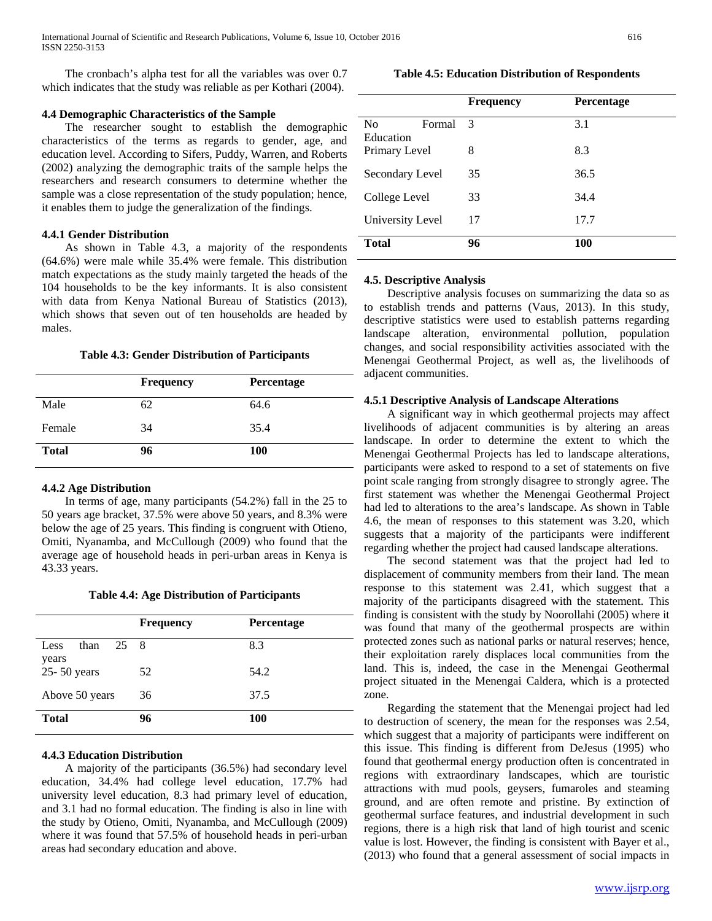The cronbach's alpha test for all the variables was over 0.7 which indicates that the study was reliable as per Kothari (2004).

### 4.4 Demographic Characteristics of the Sample

The researcher sought to establish the demographic characteristics of the terms as regards to gender, age, and education level. According to Sifers, Puddy, Warren, and Roberts (2002) analyzing the demographic traits of the sample helps the researchers and research consumers to determine whether the sample was a close representation of the study population; hence, it enables them to judge the generalization of the findings.

#### 4.4.1 Gender Distribution

As shown in Table 4.3, a majority of the respondents (64.6%) were male while 35.4% were female. This distribution match expectations as the study mainly targeted the heads of the 104 households to be the key informants. It is also consistent with data from Kenya National Bureau of Statistics (2013), which shows that seven out of ten households are headed by males.

**Table 4.3: Gender Distribution of Participants**

| | Frequency | Percentage |
|---|---|---|
| Male | 62 | 64.6 |
| Female | 34 | 35.4 |
| **Total** | **96** | **100** |

#### 4.4.2 Age Distribution

In terms of age, many participants (54.2%) fall in the 25 to 50 years age bracket, 37.5% were above 50 years, and 8.3% were below the age of 25 years. This finding is congruent with Otieno, Omiti, Nyanamba, and McCullough (2009) who found that the average age of household heads in peri-urban areas in Kenya is 43.33 years.

**Table 4.4: Age Distribution of Participants**

| | Frequency | Percentage |
|---|---|---|
| Less than 25 years | 8 | 8.3 |
| 25- 50 years | 52 | 54.2 |
| Above 50 years | 36 | 37.5 |
| **Total** | **96** | **100** |

#### 4.4.3 Education Distribution

A majority of the participants (36.5%) had secondary level education, 34.4% had college level education, 17.7% had university level education, 8.3 had primary level of education, and 3.1 had no formal education. The finding is also in line with the study by Otieno, Omiti, Nyanamba, and McCullough (2009) where it was found that 57.5% of household heads in peri-urban areas had secondary education and above.

**Table 4.5: Education Distribution of Respondents**

| | Frequency | Percentage |
|---|---|---|
| No Formal Education | 3 | 3.1 |
| Primary Level | 8 | 8.3 |
| Secondary Level | 35 | 36.5 |
| College Level | 33 | 34.4 |
| University Level | 17 | 17.7 |
| **Total** | **96** | **100** |

### 4.5. Descriptive Analysis

Descriptive analysis focuses on summarizing the data so as to establish trends and patterns (Vaus, 2013). In this study, descriptive statistics were used to establish patterns regarding landscape alteration, environmental pollution, population changes, and social responsibility activities associated with the Menengai Geothermal Project, as well as, the livelihoods of adjacent communities.

#### 4.5.1 Descriptive Analysis of Landscape Alterations

A significant way in which geothermal projects may affect livelihoods of adjacent communities is by altering an areas landscape. In order to determine the extent to which the Menengai Geothermal Projects has led to landscape alterations, participants were asked to respond to a set of statements on five point scale ranging from strongly disagree to strongly agree. The first statement was whether the Menengai Geothermal Project had led to alterations to the area's landscape. As shown in Table 4.6, the mean of responses to this statement was 3.20, which suggests that a majority of the participants were indifferent regarding whether the project had caused landscape alterations.

The second statement was that the project had led to displacement of community members from their land. The mean response to this statement was 2.41, which suggest that a majority of the participants disagreed with the statement. This finding is consistent with the study by Noorollahi (2005) where it was found that many of the geothermal prospects are within protected zones such as national parks or natural reserves; hence, their exploitation rarely displaces local communities from the land. This is, indeed, the case in the Menengai Geothermal project situated in the Menengai Caldera, which is a protected zone.

Regarding the statement that the Menengai project had led to destruction of scenery, the mean for the responses was 2.54, which suggest that a majority of participants were indifferent on this issue. This finding is different from DeJesus (1995) who found that geothermal energy production often is concentrated in regions with extraordinary landscapes, which are touristic attractions with mud pools, geysers, fumaroles and steaming ground, and are often remote and pristine. By extinction of geothermal surface features, and industrial development in such regions, there is a high risk that land of high tourist and scenic value is lost. However, the finding is consistent with Bayer et al., (2013) who found that a general assessment of social impacts in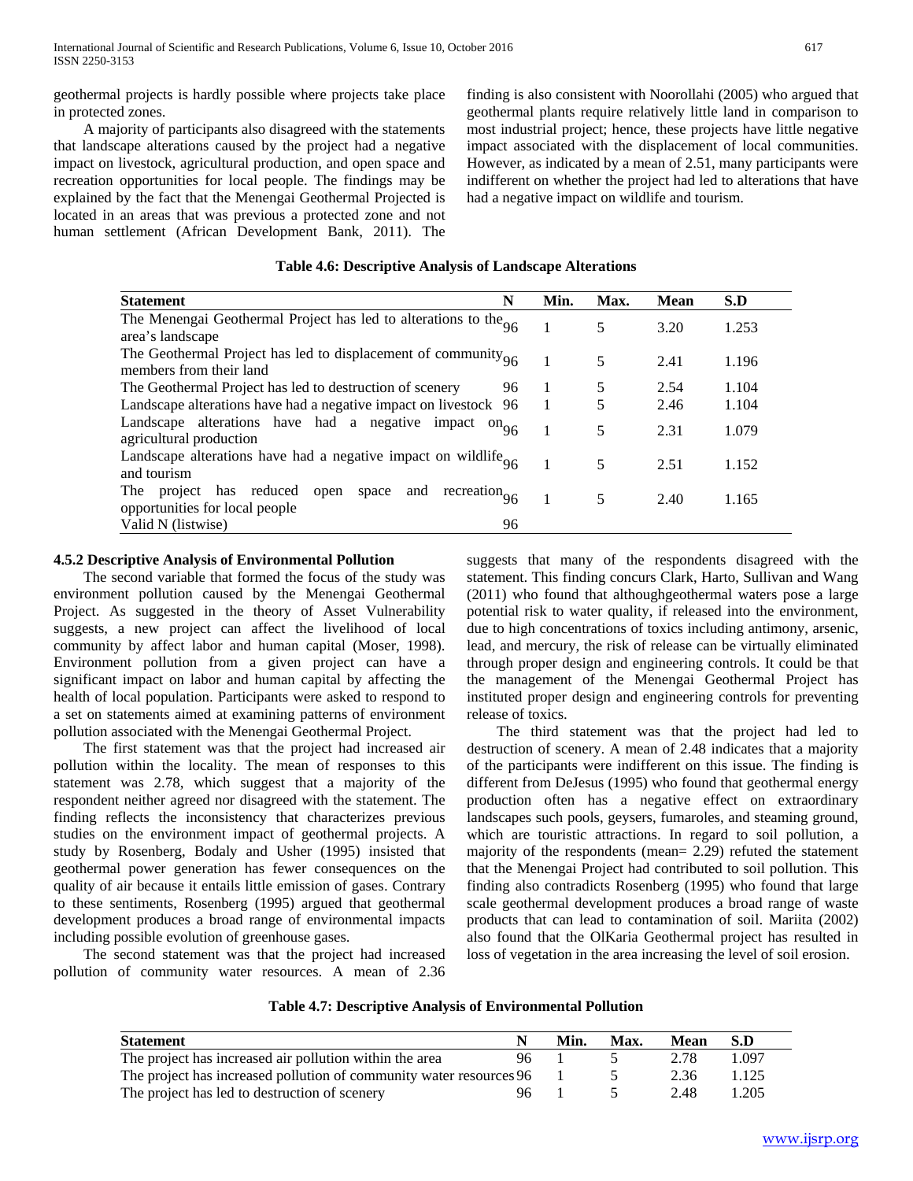geothermal projects is hardly possible where projects take place in protected zones.

A majority of participants also disagreed with the statements that landscape alterations caused by the project had a negative impact on livestock, agricultural production, and open space and recreation opportunities for local people. The findings may be explained by the fact that the Menengai Geothermal Projected is located in an areas that was previous a protected zone and not human settlement (African Development Bank, 2011). The finding is also consistent with Noorollahi (2005) who argued that geothermal plants require relatively little land in comparison to most industrial project; hence, these projects have little negative impact associated with the displacement of local communities. However, as indicated by a mean of 2.51, many participants were indifferent on whether the project had led to alterations that have had a negative impact on wildlife and tourism.

**Table 4.6: Descriptive Analysis of Landscape Alterations**

| Statement | N | Min. | Max. | Mean | S.D |
|---|---|---|---|---|---|
| The Menengai Geothermal Project has led to alterations to the area's landscape | 96 | 1 | 5 | 3.20 | 1.253 |
| The Geothermal Project has led to displacement of community members from their land | 96 | 1 | 5 | 2.41 | 1.196 |
| The Geothermal Project has led to destruction of scenery | 96 | 1 | 5 | 2.54 | 1.104 |
| Landscape alterations have had a negative impact on livestock | 96 | 1 | 5 | 2.46 | 1.104 |
| Landscape alterations have had a negative impact on agricultural production | 96 | 1 | 5 | 2.31 | 1.079 |
| Landscape alterations have had a negative impact on wildlife and tourism | 96 | 1 | 5 | 2.51 | 1.152 |
| The project has reduced open space and recreation opportunities for local people | 96 | 1 | 5 | 2.40 | 1.165 |
| Valid N (listwise) | 96 | | | | |

### 4.5.2 Descriptive Analysis of Environmental Pollution

The second variable that formed the focus of the study was environment pollution caused by the Menengai Geothermal Project. As suggested in the theory of Asset Vulnerability suggests, a new project can affect the livelihood of local community by affect labor and human capital (Moser, 1998). Environment pollution from a given project can have a significant impact on labor and human capital by affecting the health of local population. Participants were asked to respond to a set on statements aimed at examining patterns of environment pollution associated with the Menengai Geothermal Project.

The first statement was that the project had increased air pollution within the locality. The mean of responses to this statement was 2.78, which suggest that a majority of the respondent neither agreed nor disagreed with the statement. The finding reflects the inconsistency that characterizes previous studies on the environment impact of geothermal projects. A study by Rosenberg, Bodaly and Usher (1995) insisted that geothermal power generation has fewer consequences on the quality of air because it entails little emission of gases. Contrary to these sentiments, Rosenberg (1995) argued that geothermal development produces a broad range of environmental impacts including possible evolution of greenhouse gases.

The second statement was that the project had increased pollution of community water resources. A mean of 2.36 suggests that many of the respondents disagreed with the statement. This finding concurs Clark, Harto, Sullivan and Wang (2011) who found that althoughgeothermal waters pose a large potential risk to water quality, if released into the environment, due to high concentrations of toxics including antimony, arsenic, lead, and mercury, the risk of release can be virtually eliminated through proper design and engineering controls. It could be that the management of the Menengai Geothermal Project has instituted proper design and engineering controls for preventing release of toxics.

The third statement was that the project had led to destruction of scenery. A mean of 2.48 indicates that a majority of the participants were indifferent on this issue. The finding is different from DeJesus (1995) who found that geothermal energy production often has a negative effect on extraordinary landscapes such pools, geysers, fumaroles, and steaming ground, which are touristic attractions. In regard to soil pollution, a majority of the respondents (mean= 2.29) refuted the statement that the Menengai Project had contributed to soil pollution. This finding also contradicts Rosenberg (1995) who found that large scale geothermal development produces a broad range of waste products that can lead to contamination of soil. Mariita (2002) also found that the OlKaria Geothermal project has resulted in loss of vegetation in the area increasing the level of soil erosion.

**Table 4.7: Descriptive Analysis of Environmental Pollution**

| Statement | N | Min. | Max. | Mean | S.D |
|---|---|---|---|---|---|
| The project has increased air pollution within the area | 96 | 1 | 5 | 2.78 | 1.097 |
| The project has increased pollution of community water resources | 96 | 1 | 5 | 2.36 | 1.125 |
| The project has led to destruction of scenery | 96 | 1 | 5 | 2.48 | 1.205 |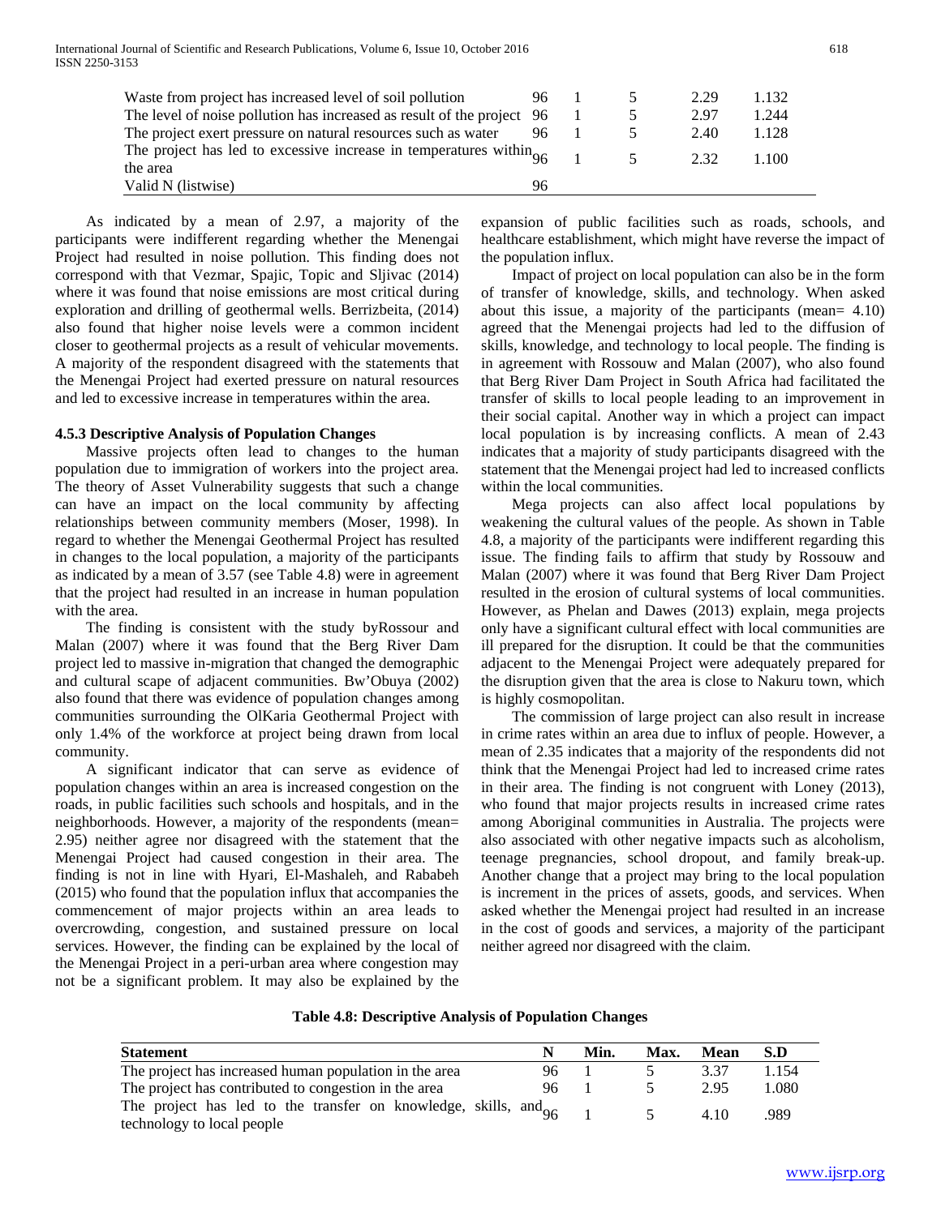| | | | | | |
|---|---|---|---|---|---|
| Waste from project has increased level of soil pollution | 96 | 1 | 5 | 2.29 | 1.132 |
| The level of noise pollution has increased as result of the project | 96 | 1 | 5 | 2.97 | 1.244 |
| The project exert pressure on natural resources such as water | 96 | 1 | 5 | 2.40 | 1.128 |
| The project has led to excessive increase in temperatures within the area | 96 | 1 | 5 | 2.32 | 1.100 |
| Valid N (listwise) | 96 | | | | |

As indicated by a mean of 2.97, a majority of the participants were indifferent regarding whether the Menengai Project had resulted in noise pollution. This finding does not correspond with that Vezmar, Spajic, Topic and Sljivac (2014) where it was found that noise emissions are most critical during exploration and drilling of geothermal wells. Berrizbeita, (2014) also found that higher noise levels were a common incident closer to geothermal projects as a result of vehicular movements. A majority of the respondent disagreed with the statements that the Menengai Project had exerted pressure on natural resources and led to excessive increase in temperatures within the area.

### 4.5.3 Descriptive Analysis of Population Changes

Massive projects often lead to changes to the human population due to immigration of workers into the project area. The theory of Asset Vulnerability suggests that such a change can have an impact on the local community by affecting relationships between community members (Moser, 1998). In regard to whether the Menengai Geothermal Project has resulted in changes to the local population, a majority of the participants as indicated by a mean of 3.57 (see Table 4.8) were in agreement that the project had resulted in an increase in human population with the area.

The finding is consistent with the study byRossour and Malan (2007) where it was found that the Berg River Dam project led to massive in-migration that changed the demographic and cultural scape of adjacent communities. Bw'Obuya (2002) also found that there was evidence of population changes among communities surrounding the OlKaria Geothermal Project with only 1.4% of the workforce at project being drawn from local community.

A significant indicator that can serve as evidence of population changes within an area is increased congestion on the roads, in public facilities such schools and hospitals, and in the neighborhoods. However, a majority of the respondents (mean= 2.95) neither agree nor disagreed with the statement that the Menengai Project had caused congestion in their area. The finding is not in line with Hyari, El-Mashaleh, and Rababeh (2015) who found that the population influx that accompanies the commencement of major projects within an area leads to overcrowding, congestion, and sustained pressure on local services. However, the finding can be explained by the local of the Menengai Project in a peri-urban area where congestion may not be a significant problem. It may also be explained by the expansion of public facilities such as roads, schools, and healthcare establishment, which might have reverse the impact of the population influx.

Impact of project on local population can also be in the form of transfer of knowledge, skills, and technology. When asked about this issue, a majority of the participants (mean= 4.10) agreed that the Menengai projects had led to the diffusion of skills, knowledge, and technology to local people. The finding is in agreement with Rossouw and Malan (2007), who also found that Berg River Dam Project in South Africa had facilitated the transfer of skills to local people leading to an improvement in their social capital. Another way in which a project can impact local population is by increasing conflicts. A mean of 2.43 indicates that a majority of study participants disagreed with the statement that the Menengai project had led to increased conflicts within the local communities.

Mega projects can also affect local populations by weakening the cultural values of the people. As shown in Table 4.8, a majority of the participants were indifferent regarding this issue. The finding fails to affirm that study by Rossouw and Malan (2007) where it was found that Berg River Dam Project resulted in the erosion of cultural systems of local communities. However, as Phelan and Dawes (2013) explain, mega projects only have a significant cultural effect with local communities are ill prepared for the disruption. It could be that the communities adjacent to the Menengai Project were adequately prepared for the disruption given that the area is close to Nakuru town, which is highly cosmopolitan.

The commission of large project can also result in increase in crime rates within an area due to influx of people. However, a mean of 2.35 indicates that a majority of the respondents did not think that the Menengai Project had led to increased crime rates in their area. The finding is not congruent with Loney (2013), who found that major projects results in increased crime rates among Aboriginal communities in Australia. The projects were also associated with other negative impacts such as alcoholism, teenage pregnancies, school dropout, and family break-up. Another change that a project may bring to the local population is increment in the prices of assets, goods, and services. When asked whether the Menengai project had resulted in an increase in the cost of goods and services, a majority of the participant neither agreed nor disagreed with the claim.

**Table 4.8: Descriptive Analysis of Population Changes**

| Statement | N | Min. | Max. | Mean | S.D |
|---|---|---|---|---|---|
| The project has increased human population in the area | 96 | 1 | 5 | 3.37 | 1.154 |
| The project has contributed to congestion in the area | 96 | 1 | 5 | 2.95 | 1.080 |
| The project has led to the transfer on knowledge, skills, and technology to local people | 96 | 1 | 5 | 4.10 | .989 |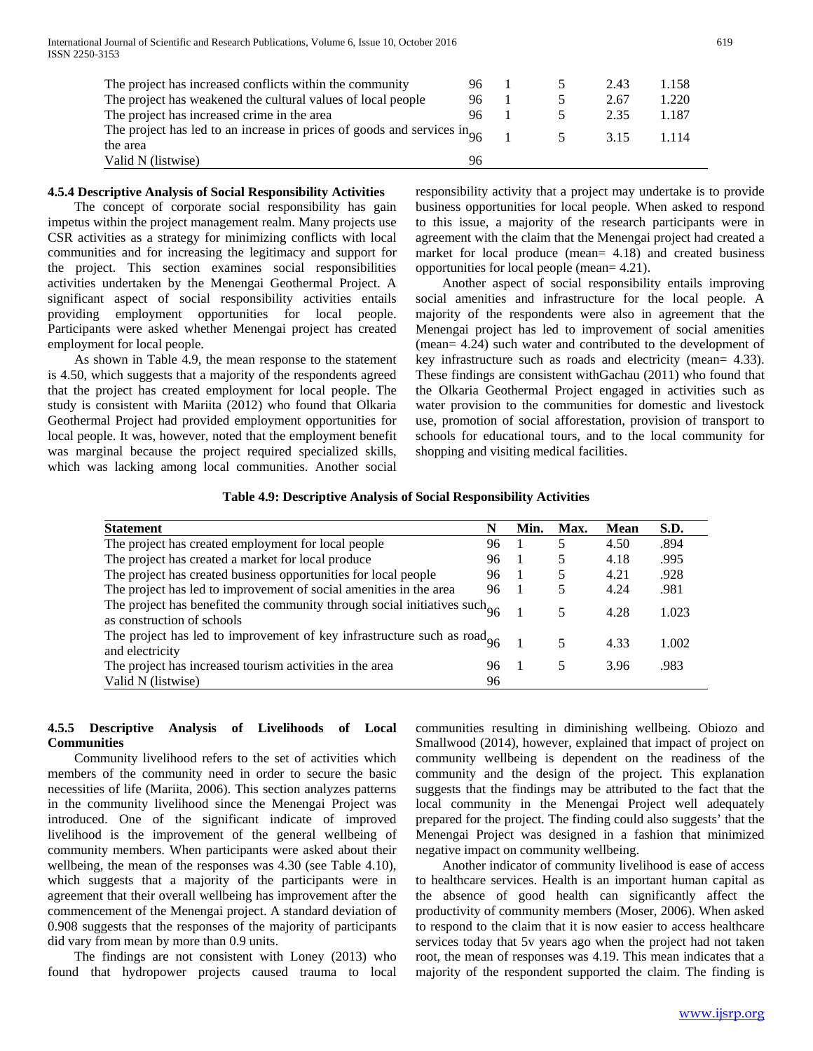| The project has increased conflicts within the community | 96 | 1 | 5 | 2.43 | 1.158 |
|---|---|---|---|---|---|
| The project has weakened the cultural values of local people | 96 | 1 | 5 | 2.67 | 1.220 |
| The project has increased crime in the area | 96 | 1 | 5 | 2.35 | 1.187 |
| The project has led to an increase in prices of goods and services in the area | 96 | 1 | 5 | 3.15 | 1.114 |
| Valid N (listwise) | 96 | | | | |

#### 4.5.4 Descriptive Analysis of Social Responsibility Activities

The concept of corporate social responsibility has gain impetus within the project management realm. Many projects use CSR activities as a strategy for minimizing conflicts with local communities and for increasing the legitimacy and support for the project. This section examines social responsibilities activities undertaken by the Menengai Geothermal Project. A significant aspect of social responsibility activities entails providing employment opportunities for local people. Participants were asked whether Menengai project has created employment for local people.

As shown in Table 4.9, the mean response to the statement is 4.50, which suggests that a majority of the respondents agreed that the project has created employment for local people. The study is consistent with Mariita (2012) who found that Olkaria Geothermal Project had provided employment opportunities for local people. It was, however, noted that the employment benefit was marginal because the project required specialized skills, which was lacking among local communities. Another social responsibility activity that a project may undertake is to provide business opportunities for local people. When asked to respond to this issue, a majority of the research participants were in agreement with the claim that the Menengai project had created a market for local produce (mean= 4.18) and created business opportunities for local people (mean= 4.21).

Another aspect of social responsibility entails improving social amenities and infrastructure for the local people. A majority of the respondents were also in agreement that the Menengai project has led to improvement of social amenities (mean= 4.24) such water and contributed to the development of key infrastructure such as roads and electricity (mean= 4.33). These findings are consistent withGachau (2011) who found that the Olkaria Geothermal Project engaged in activities such as water provision to the communities for domestic and livestock use, promotion of social afforestation, provision of transport to schools for educational tours, and to the local community for shopping and visiting medical facilities.

**Table 4.9: Descriptive Analysis of Social Responsibility Activities**

| Statement | N | Min. | Max. | Mean | S.D. |
|---|---|---|---|---|---|
| The project has created employment for local people | 96 | 1 | 5 | 4.50 | .894 |
| The project has created a market for local produce | 96 | 1 | 5 | 4.18 | .995 |
| The project has created business opportunities for local people | 96 | 1 | 5 | 4.21 | .928 |
| The project has led to improvement of social amenities in the area | 96 | 1 | 5 | 4.24 | .981 |
| The project has benefited the community through social initiatives such as construction of schools | 96 | 1 | 5 | 4.28 | 1.023 |
| The project has led to improvement of key infrastructure such as road and electricity | 96 | 1 | 5 | 4.33 | 1.002 |
| The project has increased tourism activities in the area | 96 | 1 | 5 | 3.96 | .983 |
| Valid N (listwise) | 96 | | | | |

#### 4.5.5 Descriptive Analysis of Livelihoods of Local Communities

Community livelihood refers to the set of activities which members of the community need in order to secure the basic necessities of life (Mariita, 2006). This section analyzes patterns in the community livelihood since the Menengai Project was introduced. One of the significant indicate of improved livelihood is the improvement of the general wellbeing of community members. When participants were asked about their wellbeing, the mean of the responses was 4.30 (see Table 4.10), which suggests that a majority of the participants were in agreement that their overall wellbeing has improvement after the commencement of the Menengai project. A standard deviation of 0.908 suggests that the responses of the majority of participants did vary from mean by more than 0.9 units.

The findings are not consistent with Loney (2013) who found that hydropower projects caused trauma to local communities resulting in diminishing wellbeing. Obiozo and Smallwood (2014), however, explained that impact of project on community wellbeing is dependent on the readiness of the community and the design of the project. This explanation suggests that the findings may be attributed to the fact that the local community in the Menengai Project well adequately prepared for the project. The finding could also suggests' that the Menengai Project was designed in a fashion that minimized negative impact on community wellbeing.

Another indicator of community livelihood is ease of access to healthcare services. Health is an important human capital as the absence of good health can significantly affect the productivity of community members (Moser, 2006). When asked to respond to the claim that it is now easier to access healthcare services today that 5v years ago when the project had not taken root, the mean of responses was 4.19. This mean indicates that a majority of the respondent supported the claim. The finding is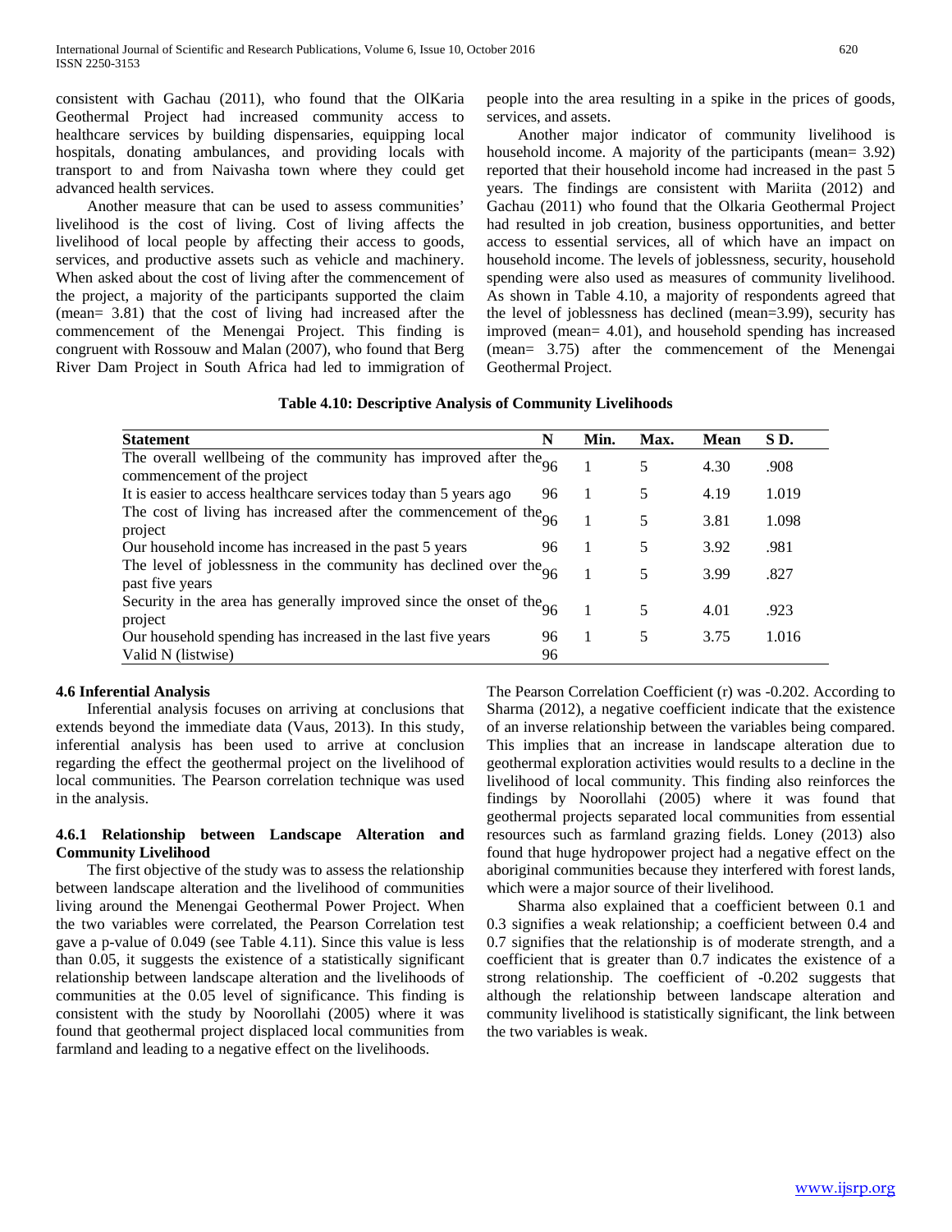consistent with Gachau (2011), who found that the OlKaria Geothermal Project had increased community access to healthcare services by building dispensaries, equipping local hospitals, donating ambulances, and providing locals with transport to and from Naivasha town where they could get advanced health services.

Another measure that can be used to assess communities' livelihood is the cost of living. Cost of living affects the livelihood of local people by affecting their access to goods, services, and productive assets such as vehicle and machinery. When asked about the cost of living after the commencement of the project, a majority of the participants supported the claim (mean= 3.81) that the cost of living had increased after the commencement of the Menengai Project. This finding is congruent with Rossouw and Malan (2007), who found that Berg River Dam Project in South Africa had led to immigration of people into the area resulting in a spike in the prices of goods, services, and assets.

Another major indicator of community livelihood is household income. A majority of the participants (mean= 3.92) reported that their household income had increased in the past 5 years. The findings are consistent with Mariita (2012) and Gachau (2011) who found that the Olkaria Geothermal Project had resulted in job creation, business opportunities, and better access to essential services, all of which have an impact on household income. The levels of joblessness, security, household spending were also used as measures of community livelihood. As shown in Table 4.10, a majority of respondents agreed that the level of joblessness has declined (mean=3.99), security has improved (mean= 4.01), and household spending has increased (mean= 3.75) after the commencement of the Menengai Geothermal Project.

**Table 4.10: Descriptive Analysis of Community Livelihoods**

| Statement | N | Min. | Max. | Mean | S D. |
|---|---|---|---|---|---|
| The overall wellbeing of the community has improved after the commencement of the project | 96 | 1 | 5 | 4.30 | .908 |
| It is easier to access healthcare services today than 5 years ago | 96 | 1 | 5 | 4.19 | 1.019 |
| The cost of living has increased after the commencement of the project | 96 | 1 | 5 | 3.81 | 1.098 |
| Our household income has increased in the past 5 years | 96 | 1 | 5 | 3.92 | .981 |
| The level of joblessness in the community has declined over the past five years | 96 | 1 | 5 | 3.99 | .827 |
| Security in the area has generally improved since the onset of the project | 96 | 1 | 5 | 4.01 | .923 |
| Our household spending has increased in the last five years | 96 | 1 | 5 | 3.75 | 1.016 |
| Valid N (listwise) | 96 | | | | |

### 4.6 Inferential Analysis

Inferential analysis focuses on arriving at conclusions that extends beyond the immediate data (Vaus, 2013). In this study, inferential analysis has been used to arrive at conclusion regarding the effect the geothermal project on the livelihood of local communities. The Pearson correlation technique was used in the analysis.

#### 4.6.1 Relationship between Landscape Alteration and Community Livelihood

The first objective of the study was to assess the relationship between landscape alteration and the livelihood of communities living around the Menengai Geothermal Power Project. When the two variables were correlated, the Pearson Correlation test gave a p-value of 0.049 (see Table 4.11). Since this value is less than 0.05, it suggests the existence of a statistically significant relationship between landscape alteration and the livelihoods of communities at the 0.05 level of significance. This finding is consistent with the study by Noorollahi (2005) where it was found that geothermal project displaced local communities from farmland and leading to a negative effect on the livelihoods.

The Pearson Correlation Coefficient (r) was -0.202. According to Sharma (2012), a negative coefficient indicate that the existence of an inverse relationship between the variables being compared. This implies that an increase in landscape alteration due to geothermal exploration activities would results to a decline in the livelihood of local community. This finding also reinforces the findings by Noorollahi (2005) where it was found that geothermal projects separated local communities from essential resources such as farmland grazing fields. Loney (2013) also found that huge hydropower project had a negative effect on the aboriginal communities because they interfered with forest lands, which were a major source of their livelihood.

Sharma also explained that a coefficient between 0.1 and 0.3 signifies a weak relationship; a coefficient between 0.4 and 0.7 signifies that the relationship is of moderate strength, and a coefficient that is greater than 0.7 indicates the existence of a strong relationship. The coefficient of -0.202 suggests that although the relationship between landscape alteration and community livelihood is statistically significant, the link between the two variables is weak.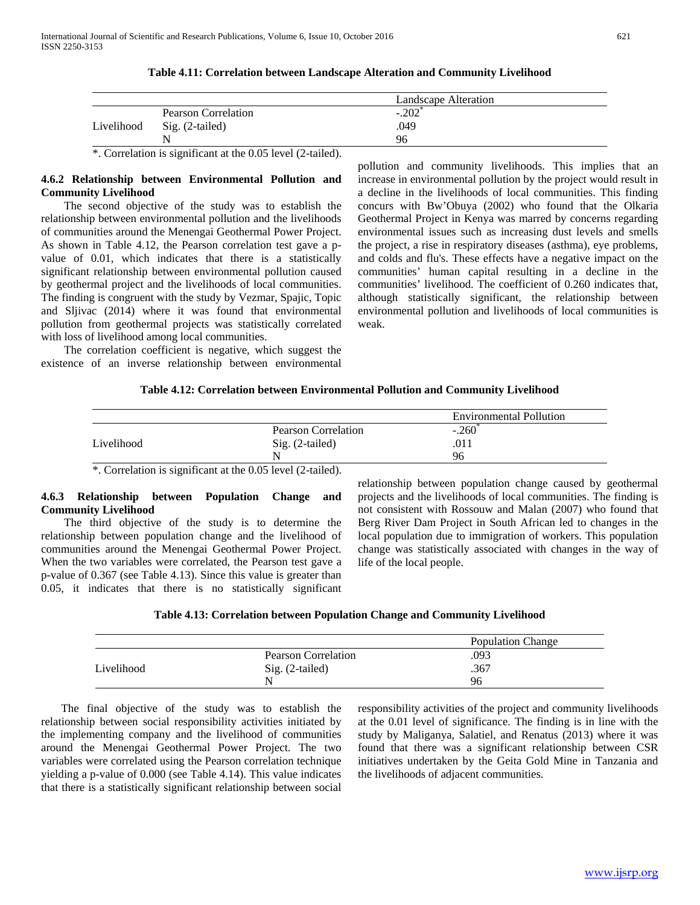**Table 4.11: Correlation between Landscape Alteration and Community Livelihood**

| | | Landscape Alteration |
|---|---|---|
| Livelihood | Pearson Correlation | -.202* |
| | Sig. (2-tailed) | .049 |
| | N | 96 |

*. Correlation is significant at the 0.05 level (2-tailed).

### 4.6.2 Relationship between Environmental Pollution and Community Livelihood

The second objective of the study was to establish the relationship between environmental pollution and the livelihoods of communities around the Menengai Geothermal Power Project. As shown in Table 4.12, the Pearson correlation test gave a p-value of 0.01, which indicates that there is a statistically significant relationship between environmental pollution caused by geothermal project and the livelihoods of local communities. The finding is congruent with the study by Vezmar, Spajic, Topic and Sljivac (2014) where it was found that environmental pollution from geothermal projects was statistically correlated with loss of livelihood among local communities.

The correlation coefficient is negative, which suggest the existence of an inverse relationship between environmental pollution and community livelihoods. This implies that an increase in environmental pollution by the project would result in a decline in the livelihoods of local communities. This finding concurs with Bw'Obuya (2002) who found that the Olkaria Geothermal Project in Kenya was marred by concerns regarding environmental issues such as increasing dust levels and smells the project, a rise in respiratory diseases (asthma), eye problems, and colds and flu's. These effects have a negative impact on the communities' human capital resulting in a decline in the communities' livelihood. The coefficient of 0.260 indicates that, although statistically significant, the relationship between environmental pollution and livelihoods of local communities is weak.

**Table 4.12: Correlation between Environmental Pollution and Community Livelihood**

| | | Environmental Pollution |
|---|---|---|
| Livelihood | Pearson Correlation | -.260* |
| | Sig. (2-tailed) | .011 |
| | N | 96 |

*. Correlation is significant at the 0.05 level (2-tailed).

### 4.6.3 Relationship between Population Change and Community Livelihood

The third objective of the study is to determine the relationship between population change and the livelihood of communities around the Menengai Geothermal Power Project. When the two variables were correlated, the Pearson test gave a p-value of 0.367 (see Table 4.13). Since this value is greater than 0.05, it indicates that there is no statistically significant relationship between population change caused by geothermal projects and the livelihoods of local communities. The finding is not consistent with Rossouw and Malan (2007) who found that Berg River Dam Project in South African led to changes in the local population due to immigration of workers. This population change was statistically associated with changes in the way of life of the local people.

**Table 4.13: Correlation between Population Change and Community Livelihood**

| | | Population Change |
|---|---|---|
| Livelihood | Pearson Correlation | .093 |
| | Sig. (2-tailed) | .367 |
| | N | 96 |

The final objective of the study was to establish the relationship between social responsibility activities initiated by the implementing company and the livelihood of communities around the Menengai Geothermal Power Project. The two variables were correlated using the Pearson correlation technique yielding a p-value of 0.000 (see Table 4.14). This value indicates that there is a statistically significant relationship between social responsibility activities of the project and community livelihoods at the 0.01 level of significance. The finding is in line with the study by Maliganya, Salatiel, and Renatus (2013) where it was found that there was a significant relationship between CSR initiatives undertaken by the Geita Gold Mine in Tanzania and the livelihoods of adjacent communities.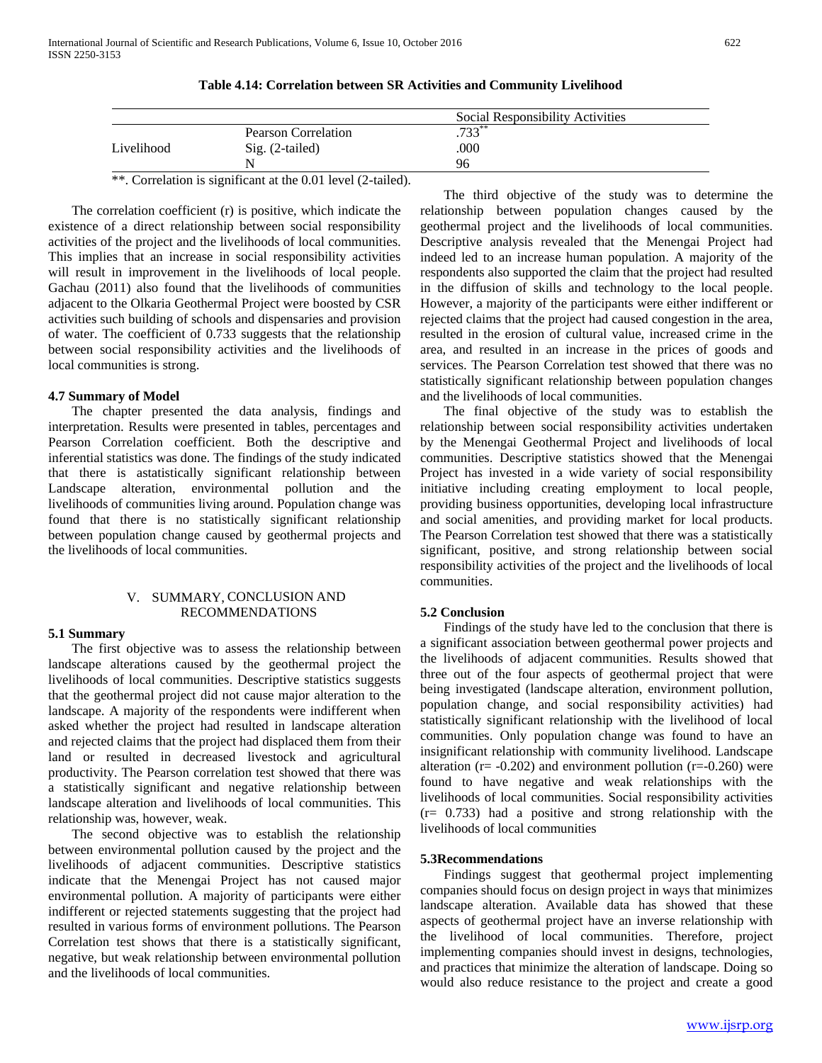**Table 4.14: Correlation between SR Activities and Community Livelihood**

| | | Social Responsibility Activities |
|---|---|---|
| Livelihood | Pearson Correlation | .733** |
| | Sig. (2-tailed) | .000 |
| | N | 96 |

**. Correlation is significant at the 0.01 level (2-tailed).

The correlation coefficient (r) is positive, which indicate the existence of a direct relationship between social responsibility activities of the project and the livelihoods of local communities. This implies that an increase in social responsibility activities will result in improvement in the livelihoods of local people. Gachau (2011) also found that the livelihoods of communities adjacent to the Olkaria Geothermal Project were boosted by CSR activities such building of schools and dispensaries and provision of water. The coefficient of 0.733 suggests that the relationship between social responsibility activities and the livelihoods of local communities is strong.

### 4.7 Summary of Model

The chapter presented the data analysis, findings and interpretation. Results were presented in tables, percentages and Pearson Correlation coefficient. Both the descriptive and inferential statistics was done. The findings of the study indicated that there is astatistically significant relationship between Landscape alteration, environmental pollution and the livelihoods of communities living around. Population change was found that there is no statistically significant relationship between population change caused by geothermal projects and the livelihoods of local communities.

## V. SUMMARY, CONCLUSION AND RECOMMENDATIONS

### 5.1 Summary

The first objective was to assess the relationship between landscape alterations caused by the geothermal project the livelihoods of local communities. Descriptive statistics suggests that the geothermal project did not cause major alteration to the landscape. A majority of the respondents were indifferent when asked whether the project had resulted in landscape alteration and rejected claims that the project had displaced them from their land or resulted in decreased livestock and agricultural productivity. The Pearson correlation test showed that there was a statistically significant and negative relationship between landscape alteration and livelihoods of local communities. This relationship was, however, weak.

The second objective was to establish the relationship between environmental pollution caused by the project and the livelihoods of adjacent communities. Descriptive statistics indicate that the Menengai Project has not caused major environmental pollution. A majority of participants were either indifferent or rejected statements suggesting that the project had resulted in various forms of environment pollutions. The Pearson Correlation test shows that there is a statistically significant, negative, but weak relationship between environmental pollution and the livelihoods of local communities.

The third objective of the study was to determine the relationship between population changes caused by the geothermal project and the livelihoods of local communities. Descriptive analysis revealed that the Menengai Project had indeed led to an increase human population. A majority of the respondents also supported the claim that the project had resulted in the diffusion of skills and technology to the local people. However, a majority of the participants were either indifferent or rejected claims that the project had caused congestion in the area, resulted in the erosion of cultural value, increased crime in the area, and resulted in an increase in the prices of goods and services. The Pearson Correlation test showed that there was no statistically significant relationship between population changes and the livelihoods of local communities.

The final objective of the study was to establish the relationship between social responsibility activities undertaken by the Menengai Geothermal Project and livelihoods of local communities. Descriptive statistics showed that the Menengai Project has invested in a wide variety of social responsibility initiative including creating employment to local people, providing business opportunities, developing local infrastructure and social amenities, and providing market for local products. The Pearson Correlation test showed that there was a statistically significant, positive, and strong relationship between social responsibility activities of the project and the livelihoods of local communities.

### 5.2 Conclusion

Findings of the study have led to the conclusion that there is a significant association between geothermal power projects and the livelihoods of adjacent communities. Results showed that three out of the four aspects of geothermal project that were being investigated (landscape alteration, environment pollution, population change, and social responsibility activities) had statistically significant relationship with the livelihood of local communities. Only population change was found to have an insignificant relationship with community livelihood. Landscape alteration ($r= -0.202$) and environment pollution ($r=-0.260$) were found to have negative and weak relationships with the livelihoods of local communities. Social responsibility activities ($r= 0.733$) had a positive and strong relationship with the livelihoods of local communities

### 5.3Recommendations

Findings suggest that geothermal project implementing companies should focus on design project in ways that minimizes landscape alteration. Available data has showed that these aspects of geothermal project have an inverse relationship with the livelihood of local communities. Therefore, project implementing companies should invest in designs, technologies, and practices that minimize the alteration of landscape. Doing so would also reduce resistance to the project and create a good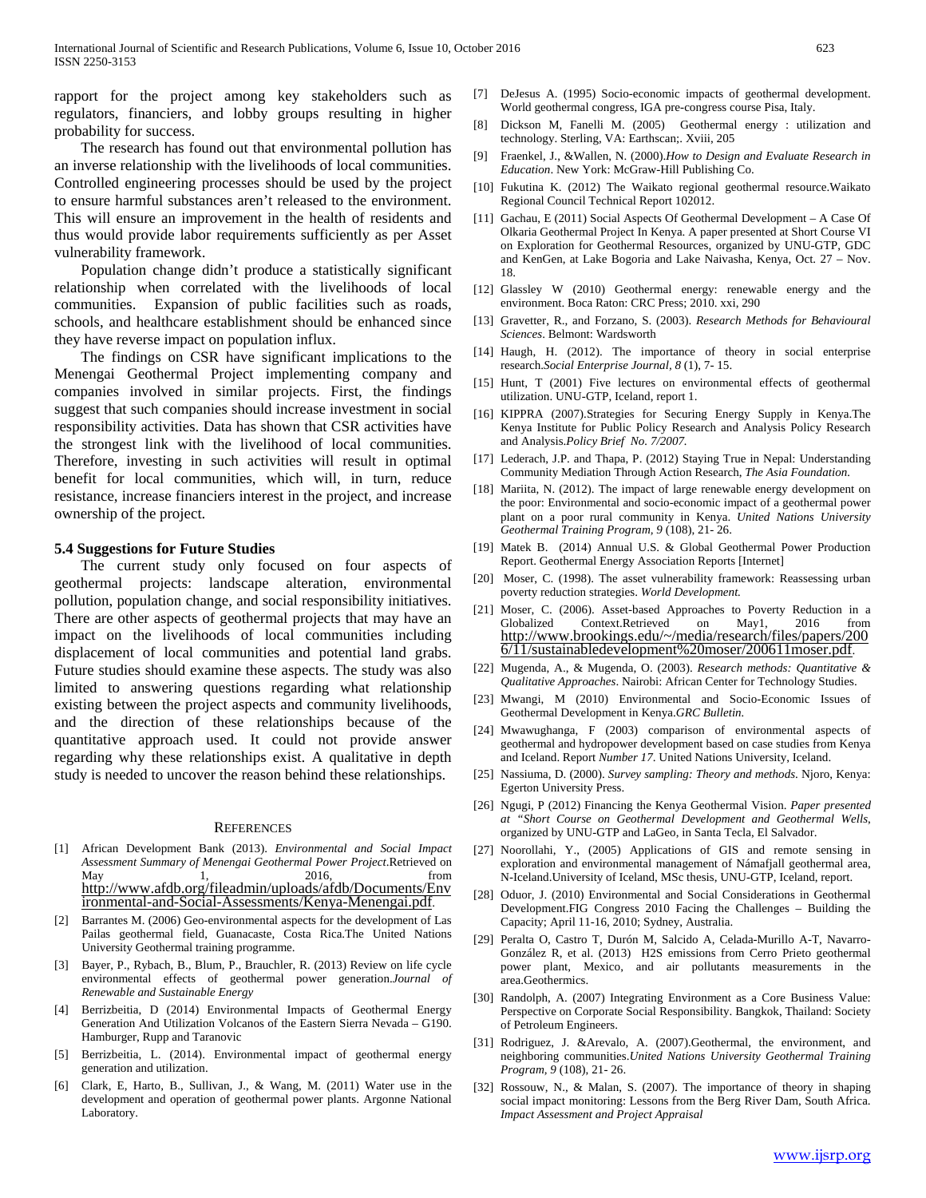rapport for the project among key stakeholders such as regulators, financiers, and lobby groups resulting in higher probability for success.

The research has found out that environmental pollution has an inverse relationship with the livelihoods of local communities. Controlled engineering processes should be used by the project to ensure harmful substances aren't released to the environment. This will ensure an improvement in the health of residents and thus would provide labor requirements sufficiently as per Asset vulnerability framework.

Population change didn't produce a statistically significant relationship when correlated with the livelihoods of local communities. Expansion of public facilities such as roads, schools, and healthcare establishment should be enhanced since they have reverse impact on population influx.

The findings on CSR have significant implications to the Menengai Geothermal Project implementing company and companies involved in similar projects. First, the findings suggest that such companies should increase investment in social responsibility activities. Data has shown that CSR activities have the strongest link with the livelihood of local communities. Therefore, investing in such activities will result in optimal benefit for local communities, which will, in turn, reduce resistance, increase financiers interest in the project, and increase ownership of the project.

### 5.4 Suggestions for Future Studies

The current study only focused on four aspects of geothermal projects: landscape alteration, environmental pollution, population change, and social responsibility initiatives. There are other aspects of geothermal projects that may have an impact on the livelihoods of local communities including displacement of local communities and potential land grabs. Future studies should examine these aspects. The study was also limited to answering questions regarding what relationship existing between the project aspects and community livelihoods, and the direction of these relationships because of the quantitative approach used. It could not provide answer regarding why these relationships exist. A qualitative in depth study is needed to uncover the reason behind these relationships.

## References

[1] African Development Bank (2013). *Environmental and Social Impact Assessment Summary of Menengai Geothermal Power Project*.Retrieved on May 1, 2016, from http://www.afdb.org/fileadmin/uploads/afdb/Documents/Environmental-and-Social-Assessments/Kenya-Menengai.pdf.

[2] Barrantes M. (2006) Geo-environmental aspects for the development of Las Pailas geothermal field, Guanacaste, Costa Rica.The United Nations University Geothermal training programme.

[3] Bayer, P., Rybach, B., Blum, P., Brauchler, R. (2013) Review on life cycle environmental effects of geothermal power generation.*Journal of Renewable and Sustainable Energy*

[4] Berrizbeitia, D (2014) Environmental Impacts of Geothermal Energy Generation And Utilization Volcanos of the Eastern Sierra Nevada – G190. Hamburger, Rupp and Taranovic

[5] Berrizbeitia, L. (2014). Environmental impact of geothermal energy generation and utilization.

[6] Clark, E, Harto, B., Sullivan, J., & Wang, M. (2011) Water use in the development and operation of geothermal power plants. Argonne National Laboratory.

[7] DeJesus A. (1995) Socio-economic impacts of geothermal development. World geothermal congress, IGA pre-congress course Pisa, Italy.

[8] Dickson M, Fanelli M. (2005) Geothermal energy : utilization and technology. Sterling, VA: Earthscan;. Xviii, 205

[9] Fraenkel, J., &Wallen, N. (2000).*How to Design and Evaluate Research in Education*. New York: McGraw-Hill Publishing Co.

[10] Fukutina K. (2012) The Waikato regional geothermal resource.Waikato Regional Council Technical Report 102012.

[11] Gachau, E (2011) Social Aspects Of Geothermal Development – A Case Of Olkaria Geothermal Project In Kenya. A paper presented at Short Course VI on Exploration for Geothermal Resources, organized by UNU-GTP, GDC and KenGen, at Lake Bogoria and Lake Naivasha, Kenya, Oct. 27 – Nov. 18.

[12] Glassley W (2010) Geothermal energy: renewable energy and the environment. Boca Raton: CRC Press; 2010. xxi, 290

[13] Gravetter, R., and Forzano, S. (2003). *Research Methods for Behavioural Sciences*. Belmont: Wardsworth

[14] Haugh, H. (2012). The importance of theory in social enterprise research.*Social Enterprise Journal, 8* (1), 7- 15.

[15] Hunt, T (2001) Five lectures on environmental effects of geothermal utilization. UNU-GTP, Iceland, report 1.

[16] KIPPRA (2007).Strategies for Securing Energy Supply in Kenya.The Kenya Institute for Public Policy Research and Analysis Policy Research and Analysis.*Policy Brief No. 7/2007.*

[17] Lederach, J.P. and Thapa, P. (2012) Staying True in Nepal: Understanding Community Mediation Through Action Research, *The Asia Foundation.*

[18] Mariita, N. (2012). The impact of large renewable energy development on the poor: Environmental and socio-economic impact of a geothermal power plant on a poor rural community in Kenya. *United Nations University Geothermal Training Program, 9* (108), 21- 26.

[19] Matek B. (2014) Annual U.S. & Global Geothermal Power Production Report. Geothermal Energy Association Reports [Internet]

[20] Moser, C. (1998). The asset vulnerability framework: Reassessing urban poverty reduction strategies. *World Development.*

[21] Moser, C. (2006). Asset-based Approaches to Poverty Reduction in a Globalized Context.Retrieved on May1, 2016 from http://www.brookings.edu/~/media/research/files/papers/2006/11/sustainabledevelopment%20moser/200611moser.pdf.

[22] Mugenda, A., & Mugenda, O. (2003). *Research methods: Quantitative & Qualitative Approaches*. Nairobi: African Center for Technology Studies.

[23] Mwangi, M (2010) Environmental and Socio-Economic Issues of Geothermal Development in Kenya.*GRC Bulletin.*

[24] Mwawughanga, F (2003) comparison of environmental aspects of geothermal and hydropower development based on case studies from Kenya and Iceland. Report *Number 17*. United Nations University, Iceland.

[25] Nassiuma, D. (2000). *Survey sampling: Theory and methods*. Njoro, Kenya: Egerton University Press.

[26] Ngugi, P (2012) Financing the Kenya Geothermal Vision. *Paper presented at "Short Course on Geothermal Development and Geothermal Wells*, organized by UNU-GTP and LaGeo, in Santa Tecla, El Salvador.

[27] Noorollahi, Y., (2005) Applications of GIS and remote sensing in exploration and environmental management of Námafjall geothermal area, N-Iceland.University of Iceland, MSc thesis, UNU-GTP, Iceland, report.

[28] Oduor, J. (2010) Environmental and Social Considerations in Geothermal Development.FIG Congress 2010 Facing the Challenges – Building the Capacity; April 11-16, 2010; Sydney, Australia.

[29] Peralta O, Castro T, Durón M, Salcido A, Celada-Murillo A-T, Navarro-González R, et al. (2013) H2S emissions from Cerro Prieto geothermal power plant, Mexico, and air pollutants measurements in the area.Geothermics.

[30] Randolph, A. (2007) Integrating Environment as a Core Business Value: Perspective on Corporate Social Responsibility. Bangkok, Thailand: Society of Petroleum Engineers.

[31] Rodriguez, J. &Arevalo, A. (2007).Geothermal, the environment, and neighboring communities.*United Nations University Geothermal Training Program, 9* (108), 21- 26.

[32] Rossouw, N., & Malan, S. (2007). The importance of theory in shaping social impact monitoring: Lessons from the Berg River Dam, South Africa. *Impact Assessment and Project Appraisal*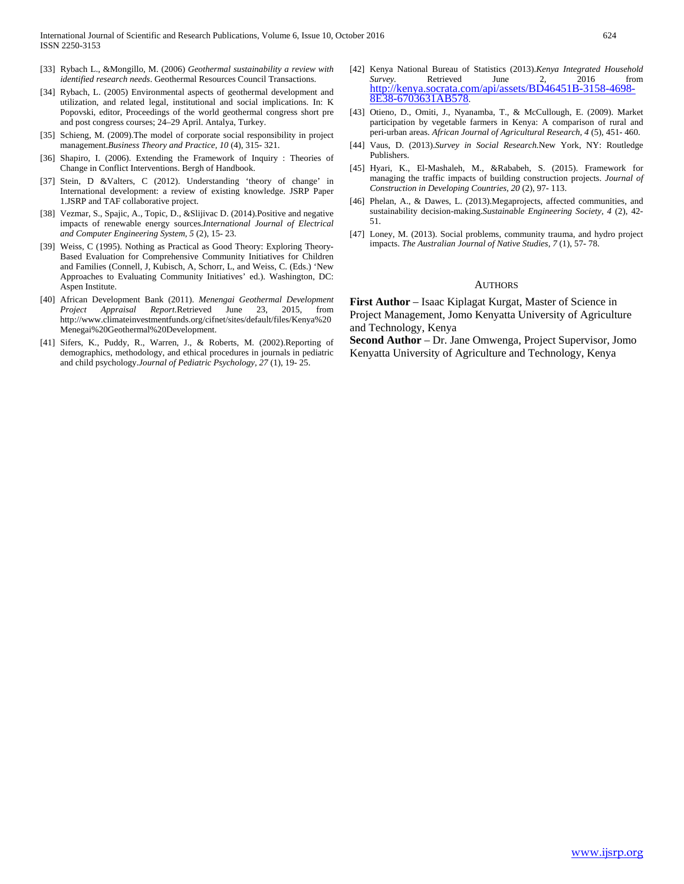[33] Rybach L., &Mongillo, M. (2006) *Geothermal sustainability a review with identified research needs*. Geothermal Resources Council Transactions.

[34] Rybach, L. (2005) Environmental aspects of geothermal development and utilization, and related legal, institutional and social implications. In: K Popovski, editor, Proceedings of the world geothermal congress short pre and post congress courses; 24–29 April. Antalya, Turkey.

[35] Schieng, M. (2009).The model of corporate social responsibility in project management.*Business Theory and Practice, 10* (4), 315- 321.

[36] Shapiro, I. (2006). Extending the Framework of Inquiry : Theories of Change in Conflict Interventions. Bergh of Handbook.

[37] Stein, D &Valters, C (2012). Understanding 'theory of change' in International development: a review of existing knowledge. JSRP Paper 1.JSRP and TAF collaborative project.

[38] Vezmar, S., Spajic, A., Topic, D., &Slijivac D. (2014).Positive and negative impacts of renewable energy sources.*International Journal of Electrical and Computer Engineering System, 5* (2), 15- 23.

[39] Weiss, C (1995). Nothing as Practical as Good Theory: Exploring Theory-Based Evaluation for Comprehensive Community Initiatives for Children and Families (Connell, J, Kubisch, A, Schorr, L, and Weiss, C. (Eds.) 'New Approaches to Evaluating Community Initiatives' ed.). Washington, DC: Aspen Institute.

[40] African Development Bank (2011). *Menengai Geothermal Development Project Appraisal Report.*Retrieved June 23, 2015, from http://www.climateinvestmentfunds.org/cifnet/sites/default/files/Kenya%20Menegai%20Geothermal%20Development.

[41] Sifers, K., Puddy, R., Warren, J., & Roberts, M. (2002).Reporting of demographics, methodology, and ethical procedures in journals in pediatric and child psychology.*Journal of Pediatric Psychology, 27* (1), 19- 25.

[42] Kenya National Bureau of Statistics (2013).*Kenya Integrated Household Survey.* Retrieved June 2, 2016 from http://kenya.socrata.com/api/assets/BD46451B-3158-4698-8E38-6703631AB578.

[43] Otieno, D., Omiti, J., Nyanamba, T., & McCullough, E. (2009). Market participation by vegetable farmers in Kenya: A comparison of rural and peri-urban areas. *African Journal of Agricultural Research, 4* (5), 451- 460.

[44] Vaus, D. (2013).*Survey in Social Research.*New York, NY: Routledge Publishers.

[45] Hyari, K., El-Mashaleh, M., &Rababeh, S. (2015). Framework for managing the traffic impacts of building construction projects. *Journal of Construction in Developing Countries, 20* (2), 97- 113.

[46] Phelan, A., & Dawes, L. (2013).Megaprojects, affected communities, and sustainability decision-making.*Sustainable Engineering Society, 4* (2), 42- 51.

[47] Loney, M. (2013). Social problems, community trauma, and hydro project impacts. *The Australian Journal of Native Studies, 7* (1), 57- 78.

## AUTHORS

**First Author** – Isaac Kiplagat Kurgat, Master of Science in Project Management, Jomo Kenyatta University of Agriculture and Technology, Kenya

**Second Author** – Dr. Jane Omwenga, Project Supervisor, Jomo Kenyatta University of Agriculture and Technology, Kenya